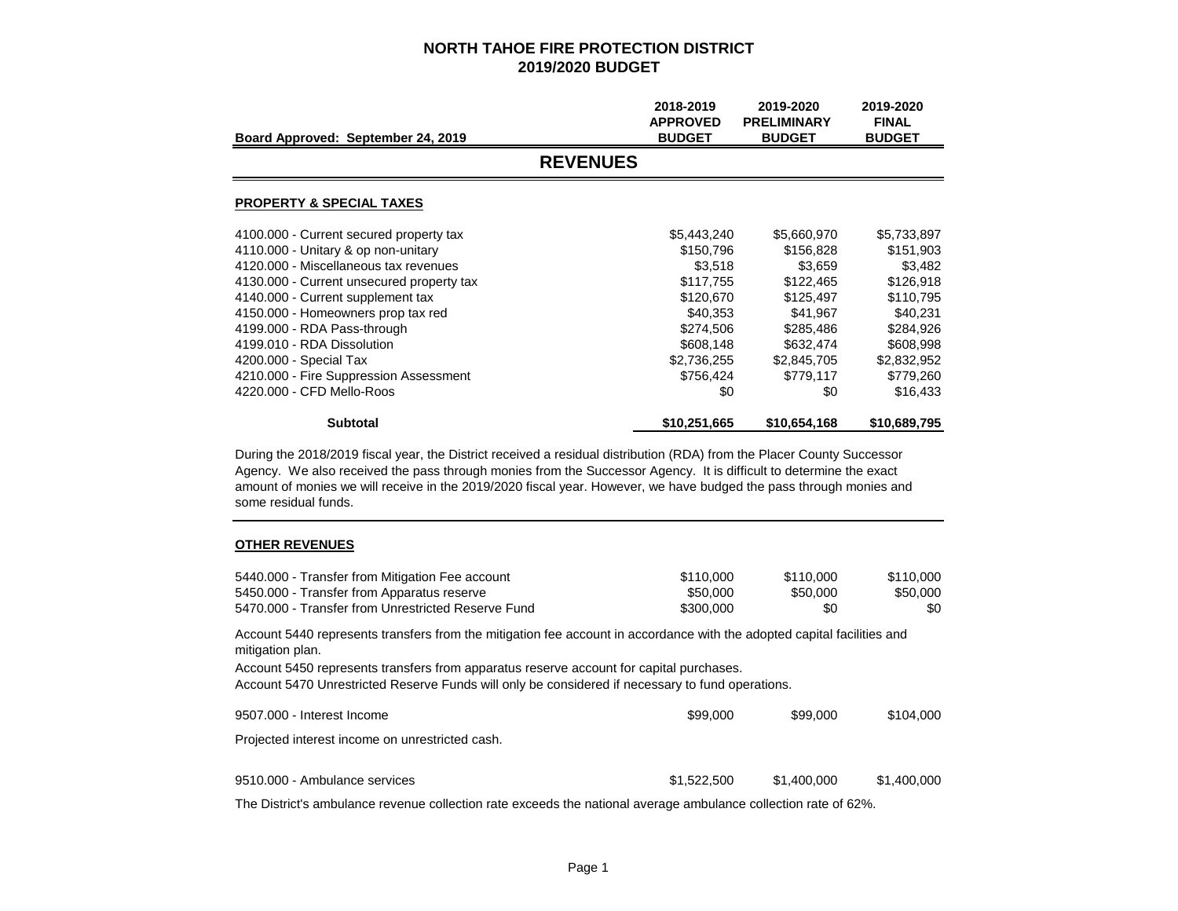# NORTH TAHOE FIRE PROTECTION DISTRICT
## 2019/2020 BUDGET

| Board Approved: September 24, 2019 | 2018-2019 APPROVED BUDGET | 2019-2020 PRELIMINARY BUDGET | 2019-2020 FINAL BUDGET |
|---|---|---|---|

## REVENUES

### PROPERTY & SPECIAL TAXES

| | 2018-2019 APPROVED BUDGET | 2019-2020 PRELIMINARY BUDGET | 2019-2020 FINAL BUDGET |
|---|---|---|---|
| 4100.000 - Current secured property tax | $5,443,240 | $5,660,970 | $5,733,897 |
| 4110.000 - Unitary & op non-unitary | $150,796 | $156,828 | $151,903 |
| 4120.000 - Miscellaneous tax revenues | $3,518 | $3,659 | $3,482 |
| 4130.000 - Current unsecured property tax | $117,755 | $122,465 | $126,918 |
| 4140.000 - Current supplement tax | $120,670 | $125,497 | $110,795 |
| 4150.000 - Homeowners prop tax red | $40,353 | $41,967 | $40,231 |
| 4199.000 - RDA Pass-through | $274,506 | $285,486 | $284,926 |
| 4199.010 - RDA Dissolution | $608,148 | $632,474 | $608,998 |
| 4200.000 - Special Tax | $2,736,255 | $2,845,705 | $2,832,952 |
| 4210.000 - Fire Suppression Assessment | $756,424 | $779,117 | $779,260 |
| 4220.000 - CFD Mello-Roos | $0 | $0 | $16,433 |
| **Subtotal** | **$10,251,665** | **$10,654,168** | **$10,689,795** |

During the 2018/2019 fiscal year, the District received a residual distribution (RDA) from the Placer County Successor Agency. We also received the pass through monies from the Successor Agency. It is difficult to determine the exact amount of monies we will receive in the 2019/2020 fiscal year. However, we have budged the pass through monies and some residual funds.

### OTHER REVENUES

| | 2018-2019 APPROVED BUDGET | 2019-2020 PRELIMINARY BUDGET | 2019-2020 FINAL BUDGET |
|---|---|---|---|
| 5440.000 - Transfer from Mitigation Fee account | $110,000 | $110,000 | $110,000 |
| 5450.000 - Transfer from Apparatus reserve | $50,000 | $50,000 | $50,000 |
| 5470.000 - Transfer from Unrestricted Reserve Fund | $300,000 | $0 | $0 |

Account 5440 represents transfers from the mitigation fee account in accordance with the adopted capital facilities and mitigation plan.

Account 5450 represents transfers from apparatus reserve account for capital purchases.

Account 5470 Unrestricted Reserve Funds will only be considered if necessary to fund operations.

| | 2018-2019 APPROVED BUDGET | 2019-2020 PRELIMINARY BUDGET | 2019-2020 FINAL BUDGET |
|---|---|---|---|
| 9507.000 - Interest Income | $99,000 | $99,000 | $104,000 |

Projected interest income on unrestricted cash.

| | 2018-2019 APPROVED BUDGET | 2019-2020 PRELIMINARY BUDGET | 2019-2020 FINAL BUDGET |
|---|---|---|---|
| 9510.000 - Ambulance services | $1,522,500 | $1,400,000 | $1,400,000 |

The District's ambulance revenue collection rate exceeds the national average ambulance collection rate of 62%.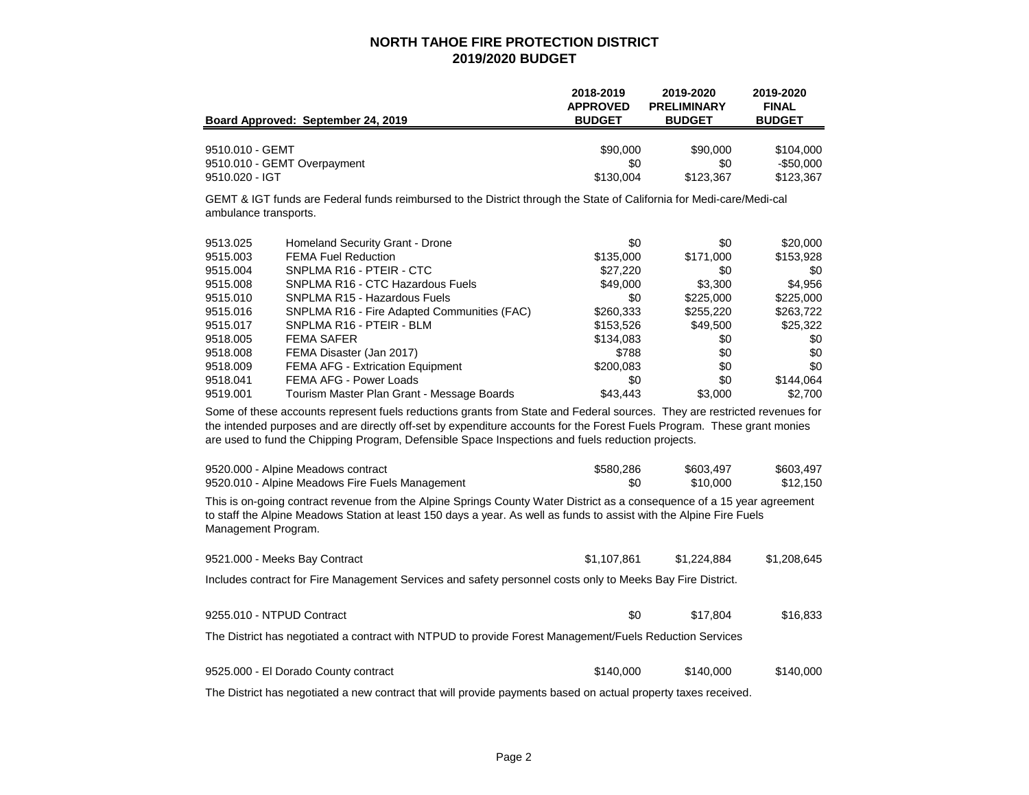# NORTH TAHOE FIRE PROTECTION DISTRICT
## 2019/2020 BUDGET

| Board Approved: September 24, 2019 | | 2018-2019 APPROVED BUDGET | 2019-2020 PRELIMINARY BUDGET | 2019-2020 FINAL BUDGET |
|---|---|---|---|---|
| 9510.010 - GEMT | | $90,000 | $90,000 | $104,000 |
| 9510.010 - GEMT Overpayment | | $0 | $0 | -$50,000 |
| 9510.020 - IGT | | $130,004 | $123,367 | $123,367 |

GEMT & IGT funds are Federal funds reimbursed to the District through the State of California for Medi-care/Medi-cal ambulance transports.

| | | | | |
|---|---|---|---|---|
| 9513.025 | Homeland Security Grant - Drone | $0 | $0 | $20,000 |
| 9515.003 | FEMA Fuel Reduction | $135,000 | $171,000 | $153,928 |
| 9515.004 | SNPLMA R16 - PTEIR - CTC | $27,220 | $0 | $0 |
| 9515.008 | SNPLMA R16 - CTC Hazardous Fuels | $49,000 | $3,300 | $4,956 |
| 9515.010 | SNPLMA R15 - Hazardous Fuels | $0 | $225,000 | $225,000 |
| 9515.016 | SNPLMA R16 - Fire Adapted Communities (FAC) | $260,333 | $255,220 | $263,722 |
| 9515.017 | SNPLMA R16 - PTEIR - BLM | $153,526 | $49,500 | $25,322 |
| 9518.005 | FEMA SAFER | $134,083 | $0 | $0 |
| 9518.008 | FEMA Disaster (Jan 2017) | $788 | $0 | $0 |
| 9518.009 | FEMA AFG - Extrication Equipment | $200,083 | $0 | $0 |
| 9518.041 | FEMA AFG - Power Loads | $0 | $0 | $144,064 |
| 9519.001 | Tourism Master Plan Grant - Message Boards | $43,443 | $3,000 | $2,700 |

Some of these accounts represent fuels reductions grants from State and Federal sources. They are restricted revenues for the intended purposes and are directly off-set by expenditure accounts for the Forest Fuels Program. These grant monies are used to fund the Chipping Program, Defensible Space Inspections and fuels reduction projects.

| | | | |
|---|---|---|---|
| 9520.000 - Alpine Meadows contract | $580,286 | $603,497 | $603,497 |
| 9520.010 - Alpine Meadows Fire Fuels Management | $0 | $10,000 | $12,150 |

This is on-going contract revenue from the Alpine Springs County Water District as a consequence of a 15 year agreement to staff the Alpine Meadows Station at least 150 days a year. As well as funds to assist with the Alpine Fire Fuels Management Program.

| | | | |
|---|---|---|---|
| 9521.000 - Meeks Bay Contract | $1,107,861 | $1,224,884 | $1,208,645 |

Includes contract for Fire Management Services and safety personnel costs only to Meeks Bay Fire District.

| | | | |
|---|---|---|---|
| 9255.010 - NTPUD Contract | $0 | $17,804 | $16,833 |

The District has negotiated a contract with NTPUD to provide Forest Management/Fuels Reduction Services

| | | | |
|---|---|---|---|
| 9525.000 - El Dorado County contract | $140,000 | $140,000 | $140,000 |

The District has negotiated a new contract that will provide payments based on actual property taxes received.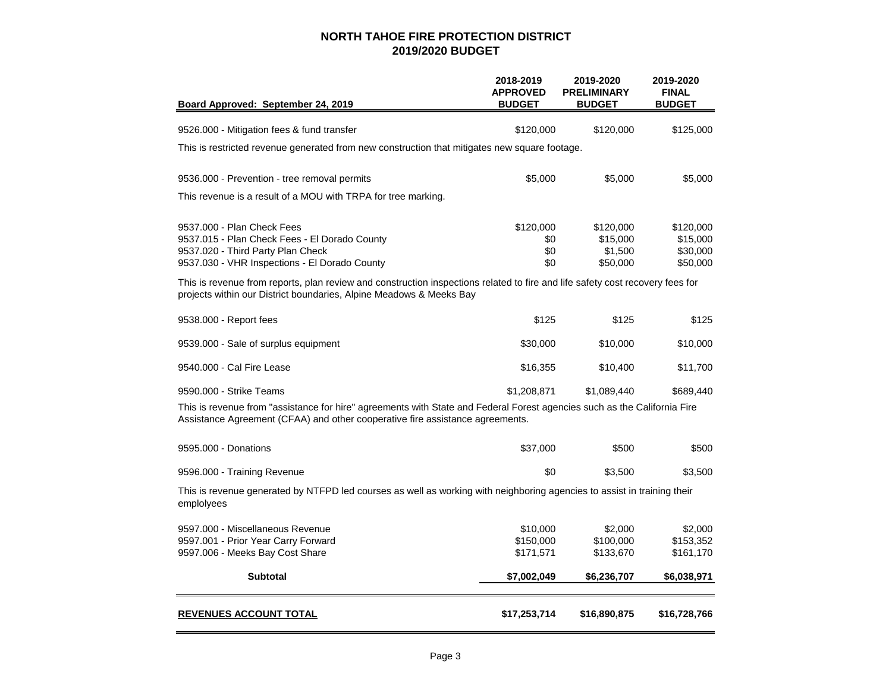# NORTH TAHOE FIRE PROTECTION DISTRICT
## 2019/2020 BUDGET

| Board Approved: September 24, 2019 | 2018-2019 APPROVED BUDGET | 2019-2020 PRELIMINARY BUDGET | 2019-2020 FINAL BUDGET |
|---|---|---|---|
| 9526.000 - Mitigation fees & fund transfer | $120,000 | $120,000 | $125,000 |
| This is restricted revenue generated from new construction that mitigates new square footage. | | | |
| 9536.000 - Prevention - tree removal permits | $5,000 | $5,000 | $5,000 |
| This revenue is a result of a MOU with TRPA for tree marking. | | | |
| 9537.000 - Plan Check Fees | $120,000 | $120,000 | $120,000 |
| 9537.015 - Plan Check Fees - El Dorado County | $0 | $15,000 | $15,000 |
| 9537.020 - Third Party Plan Check | $0 | $1,500 | $30,000 |
| 9537.030 - VHR Inspections - El Dorado County | $0 | $50,000 | $50,000 |
| This is revenue from reports, plan review and construction inspections related to fire and life safety cost recovery fees for projects within our District boundaries, Alpine Meadows & Meeks Bay | | | |
| 9538.000 - Report fees | $125 | $125 | $125 |
| 9539.000 - Sale of surplus equipment | $30,000 | $10,000 | $10,000 |
| 9540.000 - Cal Fire Lease | $16,355 | $10,400 | $11,700 |
| 9590.000 - Strike Teams | $1,208,871 | $1,089,440 | $689,440 |
| This is revenue from "assistance for hire" agreements with State and Federal Forest agencies such as the California Fire Assistance Agreement (CFAA) and other cooperative fire assistance agreements. | | | |
| 9595.000 - Donations | $37,000 | $500 | $500 |
| 9596.000 - Training Revenue | $0 | $3,500 | $3,500 |
| This is revenue generated by NTFPD led courses as well as working with neighboring agencies to assist in training their emplolyees | | | |
| 9597.000 - Miscellaneous Revenue | $10,000 | $2,000 | $2,000 |
| 9597.001 - Prior Year Carry Forward | $150,000 | $100,000 | $153,352 |
| 9597.006 - Meeks Bay Cost Share | $171,571 | $133,670 | $161,170 |
| **Subtotal** | **$7,002,049** | **$6,236,707** | **$6,038,971** |
| **REVENUES ACCOUNT TOTAL** | **$17,253,714** | **$16,890,875** | **$16,728,766** |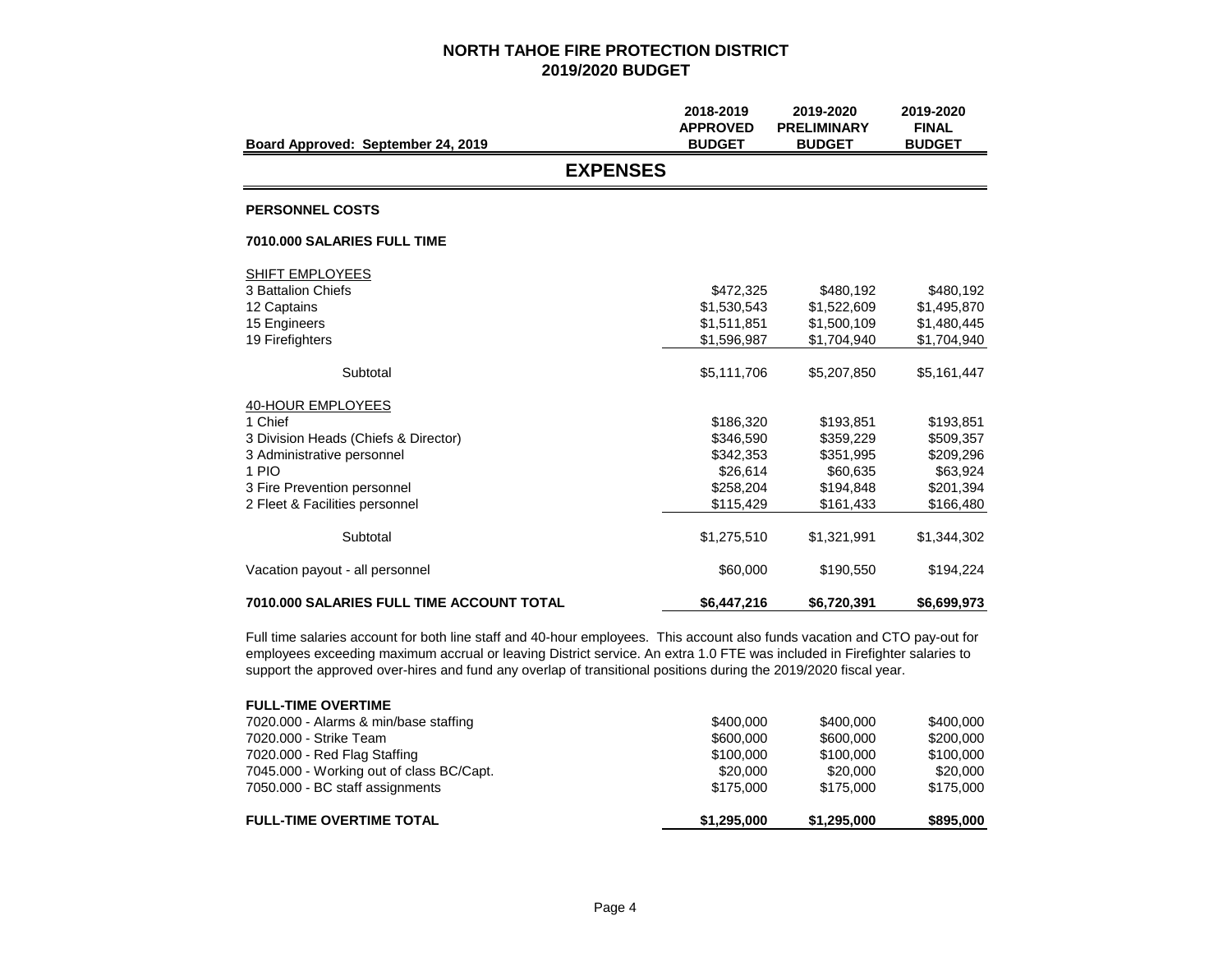# NORTH TAHOE FIRE PROTECTION DISTRICT
## 2019/2020 BUDGET

| Board Approved: September 24, 2019 | 2018-2019 APPROVED BUDGET | 2019-2020 PRELIMINARY BUDGET | 2019-2020 FINAL BUDGET |
|---|---|---|---|

## EXPENSES

### PERSONNEL COSTS

**7010.000 SALARIES FULL TIME**

| | 2018-2019 APPROVED BUDGET | 2019-2020 PRELIMINARY BUDGET | 2019-2020 FINAL BUDGET |
|---|---|---|---|
| SHIFT EMPLOYEES | | | |
| 3 Battalion Chiefs | $472,325 | $480,192 | $480,192 |
| 12 Captains | $1,530,543 | $1,522,609 | $1,495,870 |
| 15 Engineers | $1,511,851 | $1,500,109 | $1,480,445 |
| 19 Firefighters | $1,596,987 | $1,704,940 | $1,704,940 |
| Subtotal | $5,111,706 | $5,207,850 | $5,161,447 |
| 40-HOUR EMPLOYEES | | | |
| 1 Chief | $186,320 | $193,851 | $193,851 |
| 3 Division Heads (Chiefs & Director) | $346,590 | $359,229 | $509,357 |
| 3 Administrative personnel | $342,353 | $351,995 | $209,296 |
| 1 PIO | $26,614 | $60,635 | $63,924 |
| 3 Fire Prevention personnel | $258,204 | $194,848 | $201,394 |
| 2 Fleet & Facilities personnel | $115,429 | $161,433 | $166,480 |
| Subtotal | $1,275,510 | $1,321,991 | $1,344,302 |
| Vacation payout - all personnel | $60,000 | $190,550 | $194,224 |
| **7010.000 SALARIES FULL TIME ACCOUNT TOTAL** | **$6,447,216** | **$6,720,391** | **$6,699,973** |

Full time salaries account for both line staff and 40-hour employees. This account also funds vacation and CTO pay-out for employees exceeding maximum accrual or leaving District service. An extra 1.0 FTE was included in Firefighter salaries to support the approved over-hires and fund any overlap of transitional positions during the 2019/2020 fiscal year.

| **FULL-TIME OVERTIME** | 2018-2019 APPROVED BUDGET | 2019-2020 PRELIMINARY BUDGET | 2019-2020 FINAL BUDGET |
|---|---|---|---|
| 7020.000 - Alarms & min/base staffing | $400,000 | $400,000 | $400,000 |
| 7020.000 - Strike Team | $600,000 | $600,000 | $200,000 |
| 7020.000 - Red Flag Staffing | $100,000 | $100,000 | $100,000 |
| 7045.000 - Working out of class BC/Capt. | $20,000 | $20,000 | $20,000 |
| 7050.000 - BC staff assignments | $175,000 | $175,000 | $175,000 |
| **FULL-TIME OVERTIME TOTAL** | **$1,295,000** | **$1,295,000** | **$895,000** |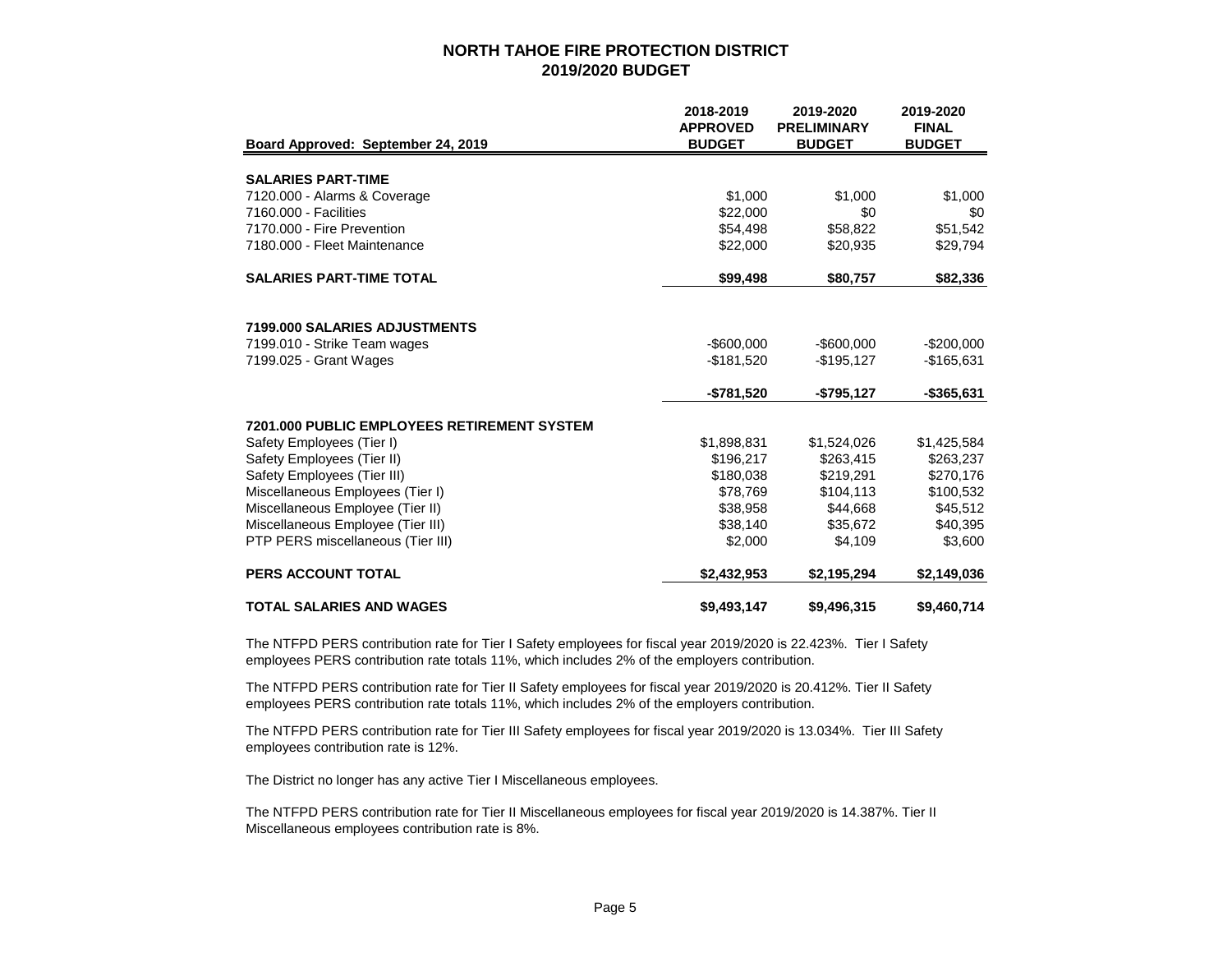# NORTH TAHOE FIRE PROTECTION DISTRICT
## 2019/2020 BUDGET

| Board Approved: September 24, 2019 | 2018-2019 APPROVED BUDGET | 2019-2020 PRELIMINARY BUDGET | 2019-2020 FINAL BUDGET |
|---|---|---|---|
| **SALARIES PART-TIME** | | | |
| 7120.000 - Alarms & Coverage | $1,000 | $1,000 | $1,000 |
| 7160.000 - Facilities | $22,000 | $0 | $0 |
| 7170.000 - Fire Prevention | $54,498 | $58,822 | $51,542 |
| 7180.000 - Fleet Maintenance | $22,000 | $20,935 | $29,794 |
| **SALARIES PART-TIME TOTAL** | **$99,498** | **$80,757** | **$82,336** |
| **7199.000 SALARIES ADJUSTMENTS** | | | |
| 7199.010 - Strike Team wages | -$600,000 | -$600,000 | -$200,000 |
| 7199.025 - Grant Wages | -$181,520 | -$195,127 | -$165,631 |
| | **-$781,520** | **-$795,127** | **-$365,631** |
| **7201.000 PUBLIC EMPLOYEES RETIREMENT SYSTEM** | | | |
| Safety Employees (Tier I) | $1,898,831 | $1,524,026 | $1,425,584 |
| Safety Employees (Tier II) | $196,217 | $263,415 | $263,237 |
| Safety Employees (Tier III) | $180,038 | $219,291 | $270,176 |
| Miscellaneous Employees (Tier I) | $78,769 | $104,113 | $100,532 |
| Miscellaneous Employee (Tier II) | $38,958 | $44,668 | $45,512 |
| Miscellaneous Employee (Tier III) | $38,140 | $35,672 | $40,395 |
| PTP PERS miscellaneous (Tier III) | $2,000 | $4,109 | $3,600 |
| **PERS ACCOUNT TOTAL** | **$2,432,953** | **$2,195,294** | **$2,149,036** |
| **TOTAL SALARIES AND WAGES** | **$9,493,147** | **$9,496,315** | **$9,460,714** |

The NTFPD PERS contribution rate for Tier I Safety employees for fiscal year 2019/2020 is 22.423%. Tier I Safety employees PERS contribution rate totals 11%, which includes 2% of the employers contribution.

The NTFPD PERS contribution rate for Tier II Safety employees for fiscal year 2019/2020 is 20.412%. Tier II Safety employees PERS contribution rate totals 11%, which includes 2% of the employers contribution.

The NTFPD PERS contribution rate for Tier III Safety employees for fiscal year 2019/2020 is 13.034%. Tier III Safety employees contribution rate is 12%.

The District no longer has any active Tier I Miscellaneous employees.

The NTFPD PERS contribution rate for Tier II Miscellaneous employees for fiscal year 2019/2020 is 14.387%. Tier II Miscellaneous employees contribution rate is 8%.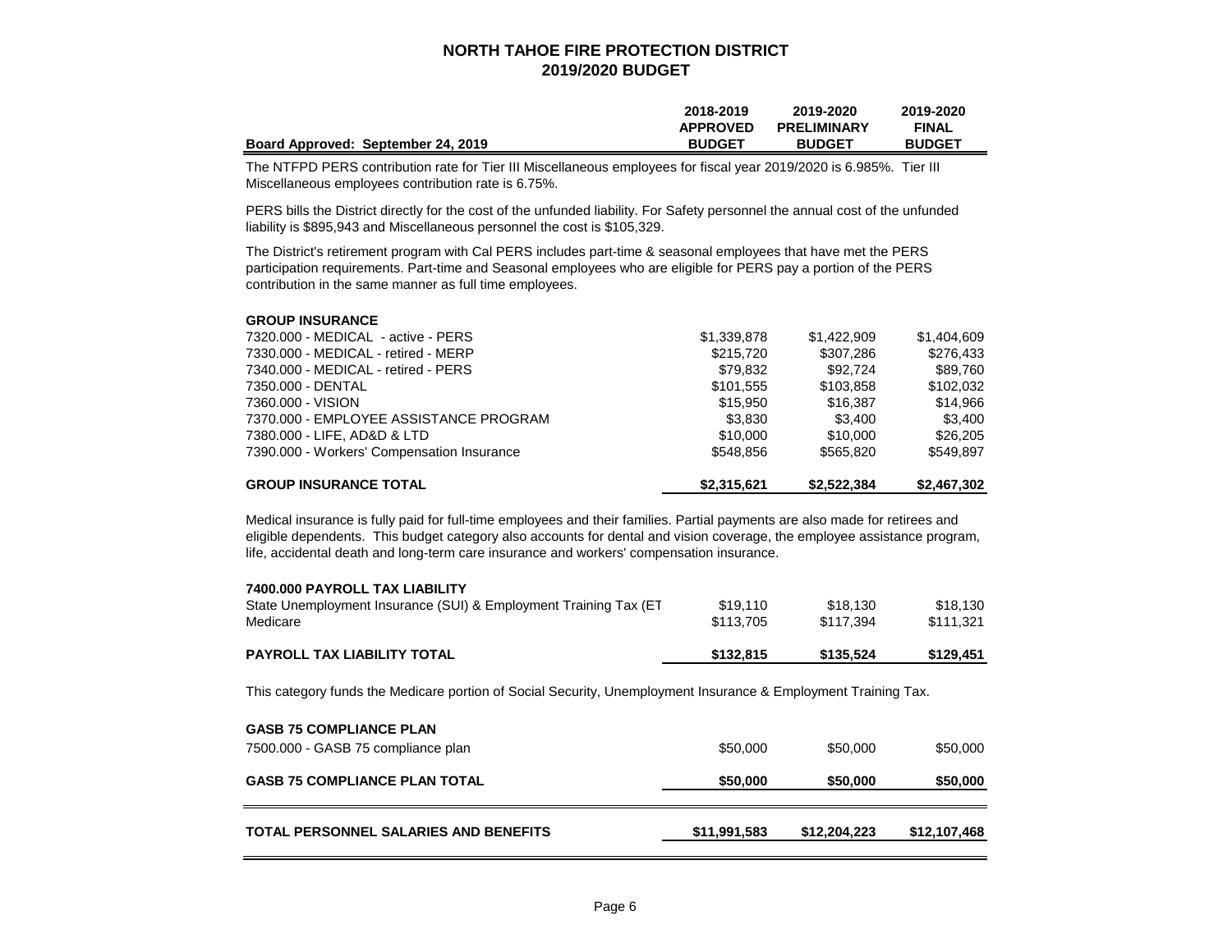# NORTH TAHOE FIRE PROTECTION DISTRICT
## 2019/2020 BUDGET

| Board Approved: September 24, 2019 | 2018-2019 APPROVED BUDGET | 2019-2020 PRELIMINARY BUDGET | 2019-2020 FINAL BUDGET |
|---|---|---|---|

The NTFPD PERS contribution rate for Tier III Miscellaneous employees for fiscal year 2019/2020 is 6.985%. Tier III Miscellaneous employees contribution rate is 6.75%.

PERS bills the District directly for the cost of the unfunded liability. For Safety personnel the annual cost of the unfunded liability is $895,943 and Miscellaneous personnel the cost is $105,329.

The District's retirement program with Cal PERS includes part-time & seasonal employees that have met the PERS participation requirements. Part-time and Seasonal employees who are eligible for PERS pay a portion of the PERS contribution in the same manner as full time employees.

| GROUP INSURANCE | 2018-2019 APPROVED BUDGET | 2019-2020 PRELIMINARY BUDGET | 2019-2020 FINAL BUDGET |
|---|---|---|---|
| 7320.000 - MEDICAL - active - PERS | $1,339,878 | $1,422,909 | $1,404,609 |
| 7330.000 - MEDICAL - retired - MERP | $215,720 | $307,286 | $276,433 |
| 7340.000 - MEDICAL - retired - PERS | $79,832 | $92,724 | $89,760 |
| 7350.000 - DENTAL | $101,555 | $103,858 | $102,032 |
| 7360.000 - VISION | $15,950 | $16,387 | $14,966 |
| 7370.000 - EMPLOYEE ASSISTANCE PROGRAM | $3,830 | $3,400 | $3,400 |
| 7380.000 - LIFE, AD&D & LTD | $10,000 | $10,000 | $26,205 |
| 7390.000 - Workers' Compensation Insurance | $548,856 | $565,820 | $549,897 |
| **GROUP INSURANCE TOTAL** | **$2,315,621** | **$2,522,384** | **$2,467,302** |

Medical insurance is fully paid for full-time employees and their families. Partial payments are also made for retirees and eligible dependents. This budget category also accounts for dental and vision coverage, the employee assistance program, life, accidental death and long-term care insurance and workers' compensation insurance.

| 7400.000 PAYROLL TAX LIABILITY | 2018-2019 APPROVED BUDGET | 2019-2020 PRELIMINARY BUDGET | 2019-2020 FINAL BUDGET |
|---|---|---|---|
| State Unemployment Insurance (SUI) & Employment Training Tax (ET | $19,110 | $18,130 | $18,130 |
| Medicare | $113,705 | $117,394 | $111,321 |
| **PAYROLL TAX LIABILITY TOTAL** | **$132,815** | **$135,524** | **$129,451** |

This category funds the Medicare portion of Social Security, Unemployment Insurance & Employment Training Tax.

| GASB 75 COMPLIANCE PLAN | 2018-2019 APPROVED BUDGET | 2019-2020 PRELIMINARY BUDGET | 2019-2020 FINAL BUDGET |
|---|---|---|---|
| 7500.000 - GASB 75 compliance plan | $50,000 | $50,000 | $50,000 |
| **GASB 75 COMPLIANCE PLAN TOTAL** | **$50,000** | **$50,000** | **$50,000** |
| **TOTAL PERSONNEL SALARIES AND BENEFITS** | **$11,991,583** | **$12,204,223** | **$12,107,468** |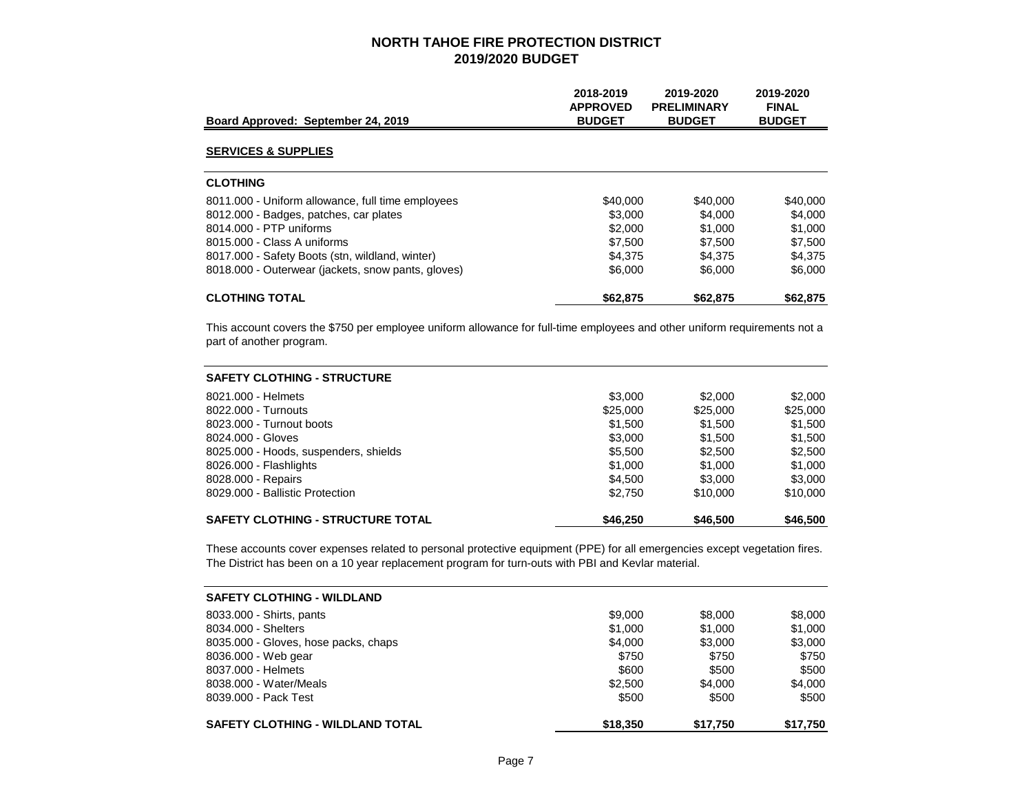# NORTH TAHOE FIRE PROTECTION DISTRICT
## 2019/2020 BUDGET

| Board Approved: September 24, 2019 | 2018-2019 APPROVED BUDGET | 2019-2020 PRELIMINARY BUDGET | 2019-2020 FINAL BUDGET |
|---|---|---|---|

### SERVICES & SUPPLIES

| CLOTHING | | | |
|---|---|---|---|
| 8011.000 - Uniform allowance, full time employees | $40,000 | $40,000 | $40,000 |
| 8012.000 - Badges, patches, car plates | $3,000 | $4,000 | $4,000 |
| 8014.000 - PTP uniforms | $2,000 | $1,000 | $1,000 |
| 8015.000 - Class A uniforms | $7,500 | $7,500 | $7,500 |
| 8017.000 - Safety Boots (stn, wildland, winter) | $4,375 | $4,375 | $4,375 |
| 8018.000 - Outerwear (jackets, snow pants, gloves) | $6,000 | $6,000 | $6,000 |
| **CLOTHING TOTAL** | **$62,875** | **$62,875** | **$62,875** |

This account covers the $750 per employee uniform allowance for full-time employees and other uniform requirements not a part of another program.

| SAFETY CLOTHING - STRUCTURE | | | |
|---|---|---|---|
| 8021.000 - Helmets | $3,000 | $2,000 | $2,000 |
| 8022.000 - Turnouts | $25,000 | $25,000 | $25,000 |
| 8023.000 - Turnout boots | $1,500 | $1,500 | $1,500 |
| 8024.000 - Gloves | $3,000 | $1,500 | $1,500 |
| 8025.000 - Hoods, suspenders, shields | $5,500 | $2,500 | $2,500 |
| 8026.000 - Flashlights | $1,000 | $1,000 | $1,000 |
| 8028.000 - Repairs | $4,500 | $3,000 | $3,000 |
| 8029.000 - Ballistic Protection | $2,750 | $10,000 | $10,000 |
| **SAFETY CLOTHING - STRUCTURE TOTAL** | **$46,250** | **$46,500** | **$46,500** |

These accounts cover expenses related to personal protective equipment (PPE) for all emergencies except vegetation fires. The District has been on a 10 year replacement program for turn-outs with PBI and Kevlar material.

| SAFETY CLOTHING - WILDLAND | | | |
|---|---|---|---|
| 8033.000 - Shirts, pants | $9,000 | $8,000 | $8,000 |
| 8034.000 - Shelters | $1,000 | $1,000 | $1,000 |
| 8035.000 - Gloves, hose packs, chaps | $4,000 | $3,000 | $3,000 |
| 8036.000 - Web gear | $750 | $750 | $750 |
| 8037.000 - Helmets | $600 | $500 | $500 |
| 8038.000 - Water/Meals | $2,500 | $4,000 | $4,000 |
| 8039.000 - Pack Test | $500 | $500 | $500 |
| **SAFETY CLOTHING - WILDLAND TOTAL** | **$18,350** | **$17,750** | **$17,750** |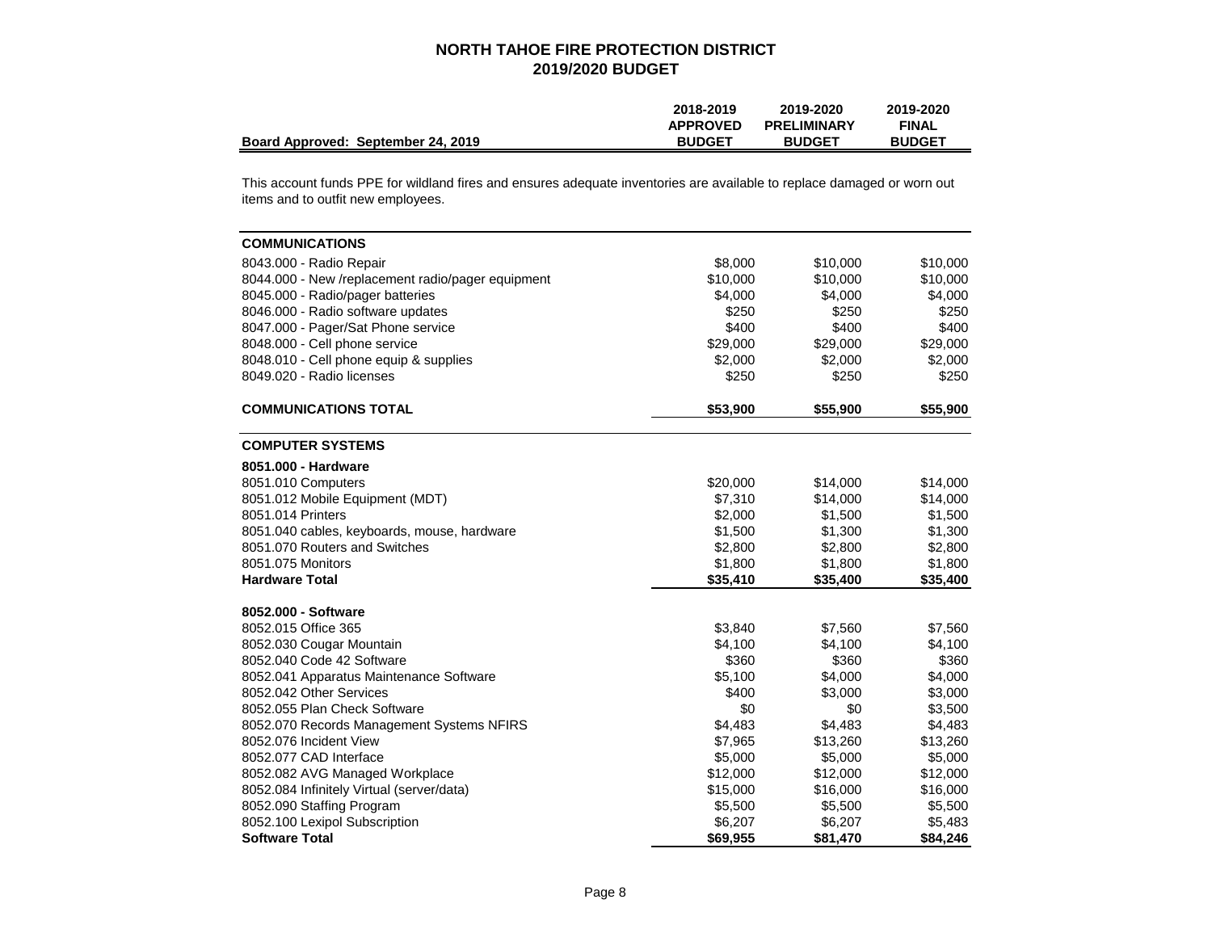# NORTH TAHOE FIRE PROTECTION DISTRICT
## 2019/2020 BUDGET

| Board Approved: September 24, 2019 | 2018-2019 APPROVED BUDGET | 2019-2020 PRELIMINARY BUDGET | 2019-2020 FINAL BUDGET |
|---|---|---|---|

This account funds PPE for wildland fires and ensures adequate inventories are available to replace damaged or worn out items and to outfit new employees.

| | 2018-2019 APPROVED BUDGET | 2019-2020 PRELIMINARY BUDGET | 2019-2020 FINAL BUDGET |
|---|---|---|---|
| **COMMUNICATIONS** | | | |
| 8043.000 - Radio Repair | $8,000 | $10,000 | $10,000 |
| 8044.000 - New /replacement radio/pager equipment | $10,000 | $10,000 | $10,000 |
| 8045.000 - Radio/pager batteries | $4,000 | $4,000 | $4,000 |
| 8046.000 - Radio software updates | $250 | $250 | $250 |
| 8047.000 - Pager/Sat Phone service | $400 | $400 | $400 |
| 8048.000 - Cell phone service | $29,000 | $29,000 | $29,000 |
| 8048.010 - Cell phone equip & supplies | $2,000 | $2,000 | $2,000 |
| 8049.020 - Radio licenses | $250 | $250 | $250 |
| **COMMUNICATIONS TOTAL** | **$53,900** | **$55,900** | **$55,900** |
| **COMPUTER SYSTEMS** | | | |
| **8051.000 - Hardware** | | | |
| 8051.010 Computers | $20,000 | $14,000 | $14,000 |
| 8051.012 Mobile Equipment (MDT) | $7,310 | $14,000 | $14,000 |
| 8051.014 Printers | $2,000 | $1,500 | $1,500 |
| 8051.040 cables, keyboards, mouse, hardware | $1,500 | $1,300 | $1,300 |
| 8051.070 Routers and Switches | $2,800 | $2,800 | $2,800 |
| 8051.075 Monitors | $1,800 | $1,800 | $1,800 |
| **Hardware Total** | **$35,410** | **$35,400** | **$35,400** |
| **8052.000 - Software** | | | |
| 8052.015 Office 365 | $3,840 | $7,560 | $7,560 |
| 8052.030 Cougar Mountain | $4,100 | $4,100 | $4,100 |
| 8052.040 Code 42 Software | $360 | $360 | $360 |
| 8052.041 Apparatus Maintenance Software | $5,100 | $4,000 | $4,000 |
| 8052.042 Other Services | $400 | $3,000 | $3,000 |
| 8052.055 Plan Check Software | $0 | $0 | $3,500 |
| 8052.070 Records Management Systems NFIRS | $4,483 | $4,483 | $4,483 |
| 8052.076 Incident View | $7,965 | $13,260 | $13,260 |
| 8052.077 CAD Interface | $5,000 | $5,000 | $5,000 |
| 8052.082 AVG Managed Workplace | $12,000 | $12,000 | $12,000 |
| 8052.084 Infinitely Virtual (server/data) | $15,000 | $16,000 | $16,000 |
| 8052.090 Staffing Program | $5,500 | $5,500 | $5,500 |
| 8052.100 Lexipol Subscription | $6,207 | $6,207 | $5,483 |
| **Software Total** | **$69,955** | **$81,470** | **$84,246** |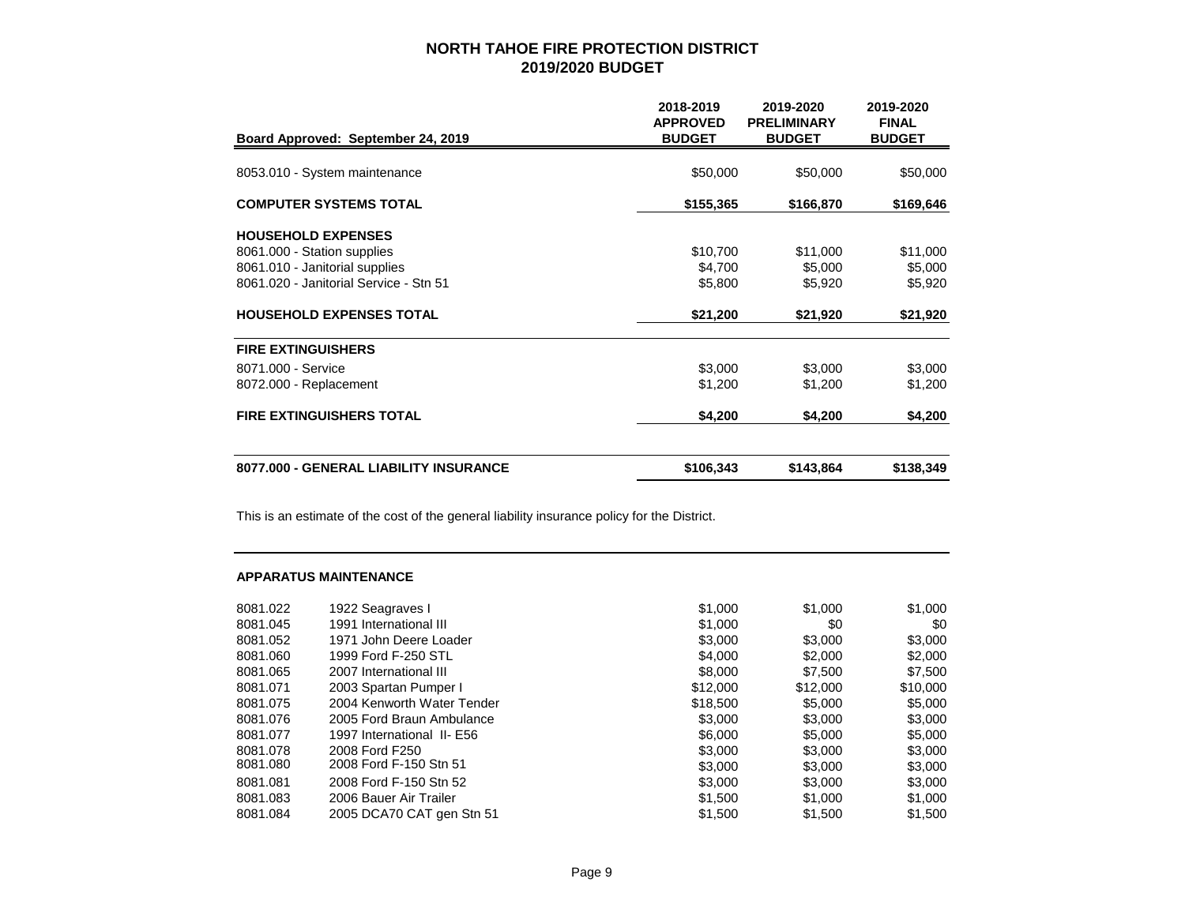# NORTH TAHOE FIRE PROTECTION DISTRICT
## 2019/2020 BUDGET

| Board Approved: September 24, 2019 | 2018-2019 APPROVED BUDGET | 2019-2020 PRELIMINARY BUDGET | 2019-2020 FINAL BUDGET |
|---|---|---|---|
| 8053.010 - System maintenance | $50,000 | $50,000 | $50,000 |
| **COMPUTER SYSTEMS TOTAL** | **$155,365** | **$166,870** | **$169,646** |
| **HOUSEHOLD EXPENSES** | | | |
| 8061.000 - Station supplies | $10,700 | $11,000 | $11,000 |
| 8061.010 - Janitorial supplies | $4,700 | $5,000 | $5,000 |
| 8061.020 - Janitorial Service - Stn 51 | $5,800 | $5,920 | $5,920 |
| **HOUSEHOLD EXPENSES TOTAL** | **$21,200** | **$21,920** | **$21,920** |
| **FIRE EXTINGUISHERS** | | | |
| 8071.000 - Service | $3,000 | $3,000 | $3,000 |
| 8072.000 - Replacement | $1,200 | $1,200 | $1,200 |
| **FIRE EXTINGUISHERS TOTAL** | **$4,200** | **$4,200** | **$4,200** |
| **8077.000 - GENERAL LIABILITY INSURANCE** | **$106,343** | **$143,864** | **$138,349** |

This is an estimate of the cost of the general liability insurance policy for the District.

### APPARATUS MAINTENANCE

| Account | Description | 2018-2019 APPROVED BUDGET | 2019-2020 PRELIMINARY BUDGET | 2019-2020 FINAL BUDGET |
|---|---|---|---|---|
| 8081.022 | 1922 Seagraves I | $1,000 | $1,000 | $1,000 |
| 8081.045 | 1991 International III | $1,000 | $0 | $0 |
| 8081.052 | 1971 John Deere Loader | $3,000 | $3,000 | $3,000 |
| 8081.060 | 1999 Ford F-250 STL | $4,000 | $2,000 | $2,000 |
| 8081.065 | 2007 International III | $8,000 | $7,500 | $7,500 |
| 8081.071 | 2003 Spartan Pumper I | $12,000 | $12,000 | $10,000 |
| 8081.075 | 2004 Kenworth Water Tender | $18,500 | $5,000 | $5,000 |
| 8081.076 | 2005 Ford Braun Ambulance | $3,000 | $3,000 | $3,000 |
| 8081.077 | 1997 International II- E56 | $6,000 | $5,000 | $5,000 |
| 8081.078 | 2008 Ford F250 | $3,000 | $3,000 | $3,000 |
| 8081.080 | 2008 Ford F-150 Stn 51 | $3,000 | $3,000 | $3,000 |
| 8081.081 | 2008 Ford F-150 Stn 52 | $3,000 | $3,000 | $3,000 |
| 8081.083 | 2006 Bauer Air Trailer | $1,500 | $1,000 | $1,000 |
| 8081.084 | 2005 DCA70 CAT gen Stn 51 | $1,500 | $1,500 | $1,500 |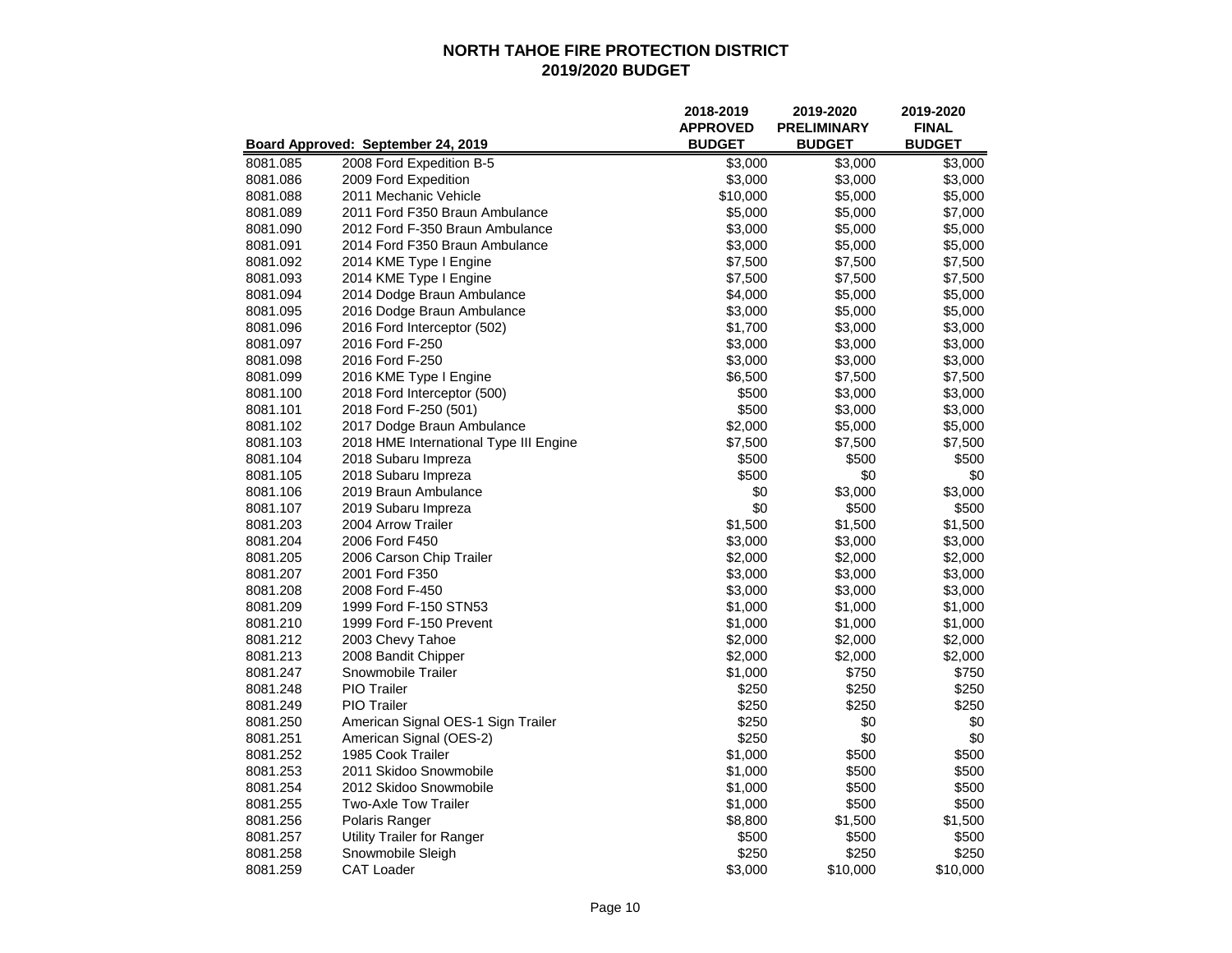# NORTH TAHOE FIRE PROTECTION DISTRICT
## 2019/2020 BUDGET

| Board Approved: September 24, 2019 | | 2018-2019 APPROVED BUDGET | 2019-2020 PRELIMINARY BUDGET | 2019-2020 FINAL BUDGET |
|---|---|---|---|---|
| 8081.085 | 2008 Ford Expedition B-5 | $3,000 | $3,000 | $3,000 |
| 8081.086 | 2009 Ford Expedition | $3,000 | $3,000 | $3,000 |
| 8081.088 | 2011 Mechanic Vehicle | $10,000 | $5,000 | $5,000 |
| 8081.089 | 2011 Ford F350 Braun Ambulance | $5,000 | $5,000 | $7,000 |
| 8081.090 | 2012 Ford F-350 Braun Ambulance | $3,000 | $5,000 | $5,000 |
| 8081.091 | 2014 Ford F350 Braun Ambulance | $3,000 | $5,000 | $5,000 |
| 8081.092 | 2014 KME Type I Engine | $7,500 | $7,500 | $7,500 |
| 8081.093 | 2014 KME Type I Engine | $7,500 | $7,500 | $7,500 |
| 8081.094 | 2014 Dodge Braun Ambulance | $4,000 | $5,000 | $5,000 |
| 8081.095 | 2016 Dodge Braun Ambulance | $3,000 | $5,000 | $5,000 |
| 8081.096 | 2016 Ford Interceptor (502) | $1,700 | $3,000 | $3,000 |
| 8081.097 | 2016 Ford F-250 | $3,000 | $3,000 | $3,000 |
| 8081.098 | 2016 Ford F-250 | $3,000 | $3,000 | $3,000 |
| 8081.099 | 2016 KME Type I Engine | $6,500 | $7,500 | $7,500 |
| 8081.100 | 2018 Ford Interceptor (500) | $500 | $3,000 | $3,000 |
| 8081.101 | 2018 Ford F-250 (501) | $500 | $3,000 | $3,000 |
| 8081.102 | 2017 Dodge Braun Ambulance | $2,000 | $5,000 | $5,000 |
| 8081.103 | 2018 HME International Type III Engine | $7,500 | $7,500 | $7,500 |
| 8081.104 | 2018 Subaru Impreza | $500 | $500 | $500 |
| 8081.105 | 2018 Subaru Impreza | $500 | $0 | $0 |
| 8081.106 | 2019 Braun Ambulance | $0 | $3,000 | $3,000 |
| 8081.107 | 2019 Subaru Impreza | $0 | $500 | $500 |
| 8081.203 | 2004 Arrow Trailer | $1,500 | $1,500 | $1,500 |
| 8081.204 | 2006 Ford F450 | $3,000 | $3,000 | $3,000 |
| 8081.205 | 2006 Carson Chip Trailer | $2,000 | $2,000 | $2,000 |
| 8081.207 | 2001 Ford F350 | $3,000 | $3,000 | $3,000 |
| 8081.208 | 2008 Ford F-450 | $3,000 | $3,000 | $3,000 |
| 8081.209 | 1999 Ford F-150 STN53 | $1,000 | $1,000 | $1,000 |
| 8081.210 | 1999 Ford F-150 Prevent | $1,000 | $1,000 | $1,000 |
| 8081.212 | 2003 Chevy Tahoe | $2,000 | $2,000 | $2,000 |
| 8081.213 | 2008 Bandit Chipper | $2,000 | $2,000 | $2,000 |
| 8081.247 | Snowmobile Trailer | $1,000 | $750 | $750 |
| 8081.248 | PIO Trailer | $250 | $250 | $250 |
| 8081.249 | PIO Trailer | $250 | $250 | $250 |
| 8081.250 | American Signal OES-1 Sign Trailer | $250 | $0 | $0 |
| 8081.251 | American Signal (OES-2) | $250 | $0 | $0 |
| 8081.252 | 1985 Cook Trailer | $1,000 | $500 | $500 |
| 8081.253 | 2011 Skidoo Snowmobile | $1,000 | $500 | $500 |
| 8081.254 | 2012 Skidoo Snowmobile | $1,000 | $500 | $500 |
| 8081.255 | Two-Axle Tow Trailer | $1,000 | $500 | $500 |
| 8081.256 | Polaris Ranger | $8,800 | $1,500 | $1,500 |
| 8081.257 | Utility Trailer for Ranger | $500 | $500 | $500 |
| 8081.258 | Snowmobile Sleigh | $250 | $250 | $250 |
| 8081.259 | CAT Loader | $3,000 | $10,000 | $10,000 |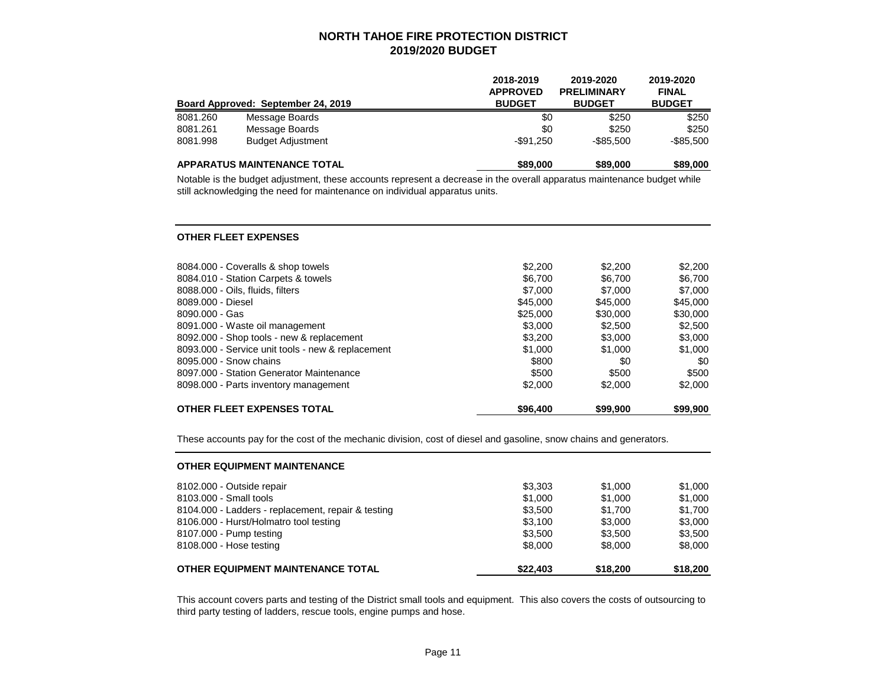# NORTH TAHOE FIRE PROTECTION DISTRICT
## 2019/2020 BUDGET

| Board Approved: September 24, 2019 | | 2018-2019 APPROVED BUDGET | 2019-2020 PRELIMINARY BUDGET | 2019-2020 FINAL BUDGET |
|---|---|---|---|---|
| 8081.260 | Message Boards | $0 | $250 | $250 |
| 8081.261 | Message Boards | $0 | $250 | $250 |
| 8081.998 | Budget Adjustment | -$91,250 | -$85,500 | -$85,500 |
| **APPARATUS MAINTENANCE TOTAL** | | **$89,000** | **$89,000** | **$89,000** |

Notable is the budget adjustment, these accounts represent a decrease in the overall apparatus maintenance budget while still acknowledging the need for maintenance on individual apparatus units.

### OTHER FLEET EXPENSES

| | 2018-2019 APPROVED BUDGET | 2019-2020 PRELIMINARY BUDGET | 2019-2020 FINAL BUDGET |
|---|---|---|---|
| 8084.000 - Coveralls & shop towels | $2,200 | $2,200 | $2,200 |
| 8084.010 - Station Carpets & towels | $6,700 | $6,700 | $6,700 |
| 8088.000 - Oils, fluids, filters | $7,000 | $7,000 | $7,000 |
| 8089.000 - Diesel | $45,000 | $45,000 | $45,000 |
| 8090.000 - Gas | $25,000 | $30,000 | $30,000 |
| 8091.000 - Waste oil management | $3,000 | $2,500 | $2,500 |
| 8092.000 - Shop tools - new & replacement | $3,200 | $3,000 | $3,000 |
| 8093.000 - Service unit tools - new & replacement | $1,000 | $1,000 | $1,000 |
| 8095.000 - Snow chains | $800 | $0 | $0 |
| 8097.000 - Station Generator Maintenance | $500 | $500 | $500 |
| 8098.000 - Parts inventory management | $2,000 | $2,000 | $2,000 |
| **OTHER FLEET EXPENSES TOTAL** | **$96,400** | **$99,900** | **$99,900** |

These accounts pay for the cost of the mechanic division, cost of diesel and gasoline, snow chains and generators.

### OTHER EQUIPMENT MAINTENANCE

| | 2018-2019 APPROVED BUDGET | 2019-2020 PRELIMINARY BUDGET | 2019-2020 FINAL BUDGET |
|---|---|---|---|
| 8102.000 - Outside repair | $3,303 | $1,000 | $1,000 |
| 8103.000 - Small tools | $1,000 | $1,000 | $1,000 |
| 8104.000 - Ladders - replacement, repair & testing | $3,500 | $1,700 | $1,700 |
| 8106.000 - Hurst/Holmatro tool testing | $3,100 | $3,000 | $3,000 |
| 8107.000 - Pump testing | $3,500 | $3,500 | $3,500 |
| 8108.000 - Hose testing | $8,000 | $8,000 | $8,000 |
| **OTHER EQUIPMENT MAINTENANCE TOTAL** | **$22,403** | **$18,200** | **$18,200** |

This account covers parts and testing of the District small tools and equipment. This also covers the costs of outsourcing to third party testing of ladders, rescue tools, engine pumps and hose.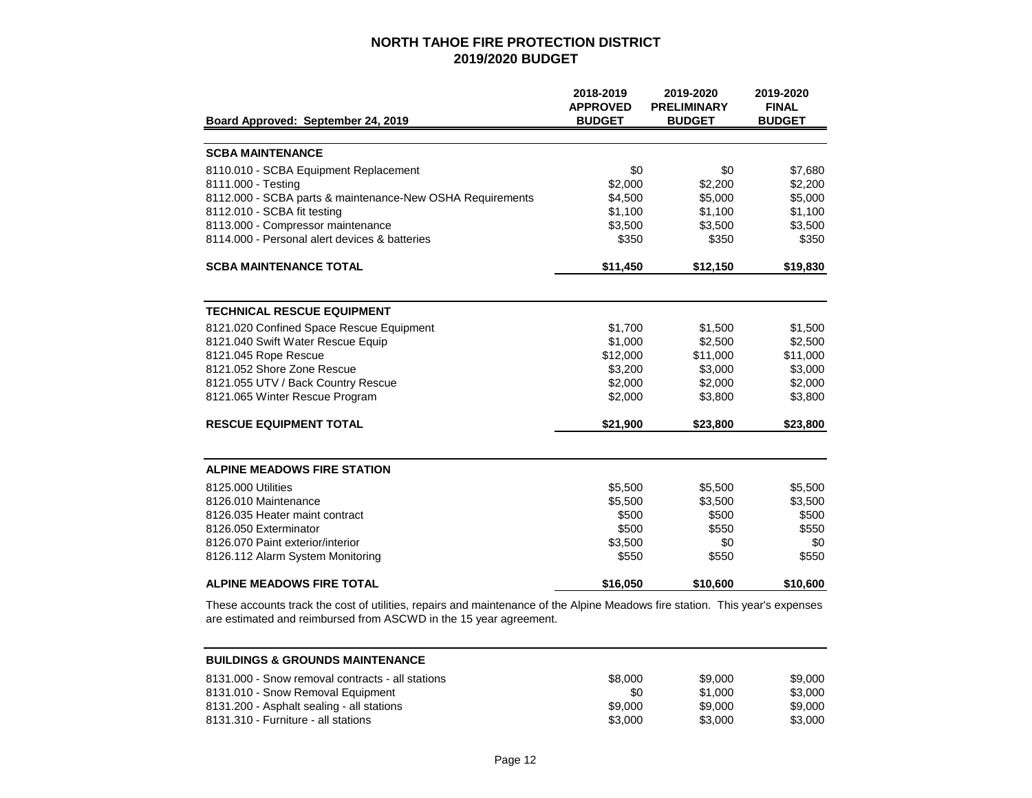# NORTH TAHOE FIRE PROTECTION DISTRICT
## 2019/2020 BUDGET

| Board Approved: September 24, 2019 | 2018-2019 APPROVED BUDGET | 2019-2020 PRELIMINARY BUDGET | 2019-2020 FINAL BUDGET |
|---|---|---|---|
| **SCBA MAINTENANCE** | | | |
| 8110.010 - SCBA Equipment Replacement | $0 | $0 | $7,680 |
| 8111.000 - Testing | $2,000 | $2,200 | $2,200 |
| 8112.000 - SCBA parts & maintenance-New OSHA Requirements | $4,500 | $5,000 | $5,000 |
| 8112.010 - SCBA fit testing | $1,100 | $1,100 | $1,100 |
| 8113.000 - Compressor maintenance | $3,500 | $3,500 | $3,500 |
| 8114.000 - Personal alert devices & batteries | $350 | $350 | $350 |
| **SCBA MAINTENANCE TOTAL** | **$11,450** | **$12,150** | **$19,830** |
| **TECHNICAL RESCUE EQUIPMENT** | | | |
| 8121.020 Confined Space Rescue Equipment | $1,700 | $1,500 | $1,500 |
| 8121.040 Swift Water Rescue Equip | $1,000 | $2,500 | $2,500 |
| 8121.045 Rope Rescue | $12,000 | $11,000 | $11,000 |
| 8121.052 Shore Zone Rescue | $3,200 | $3,000 | $3,000 |
| 8121.055 UTV / Back Country Rescue | $2,000 | $2,000 | $2,000 |
| 8121.065 Winter Rescue Program | $2,000 | $3,800 | $3,800 |
| **RESCUE EQUIPMENT TOTAL** | **$21,900** | **$23,800** | **$23,800** |
| **ALPINE MEADOWS FIRE STATION** | | | |
| 8125.000 Utilities | $5,500 | $5,500 | $5,500 |
| 8126.010 Maintenance | $5,500 | $3,500 | $3,500 |
| 8126.035 Heater maint contract | $500 | $500 | $500 |
| 8126.050 Exterminator | $500 | $550 | $550 |
| 8126.070 Paint exterior/interior | $3,500 | $0 | $0 |
| 8126.112 Alarm System Monitoring | $550 | $550 | $550 |
| **ALPINE MEADOWS FIRE TOTAL** | **$16,050** | **$10,600** | **$10,600** |

These accounts track the cost of utilities, repairs and maintenance of the Alpine Meadows fire station. This year's expenses are estimated and reimbursed from ASCWD in the 15 year agreement.

| | 2018-2019 APPROVED BUDGET | 2019-2020 PRELIMINARY BUDGET | 2019-2020 FINAL BUDGET |
|---|---|---|---|
| **BUILDINGS & GROUNDS MAINTENANCE** | | | |
| 8131.000 - Snow removal contracts - all stations | $8,000 | $9,000 | $9,000 |
| 8131.010 - Snow Removal Equipment | $0 | $1,000 | $3,000 |
| 8131.200 - Asphalt sealing - all stations | $9,000 | $9,000 | $9,000 |
| 8131.310 - Furniture - all stations | $3,000 | $3,000 | $3,000 |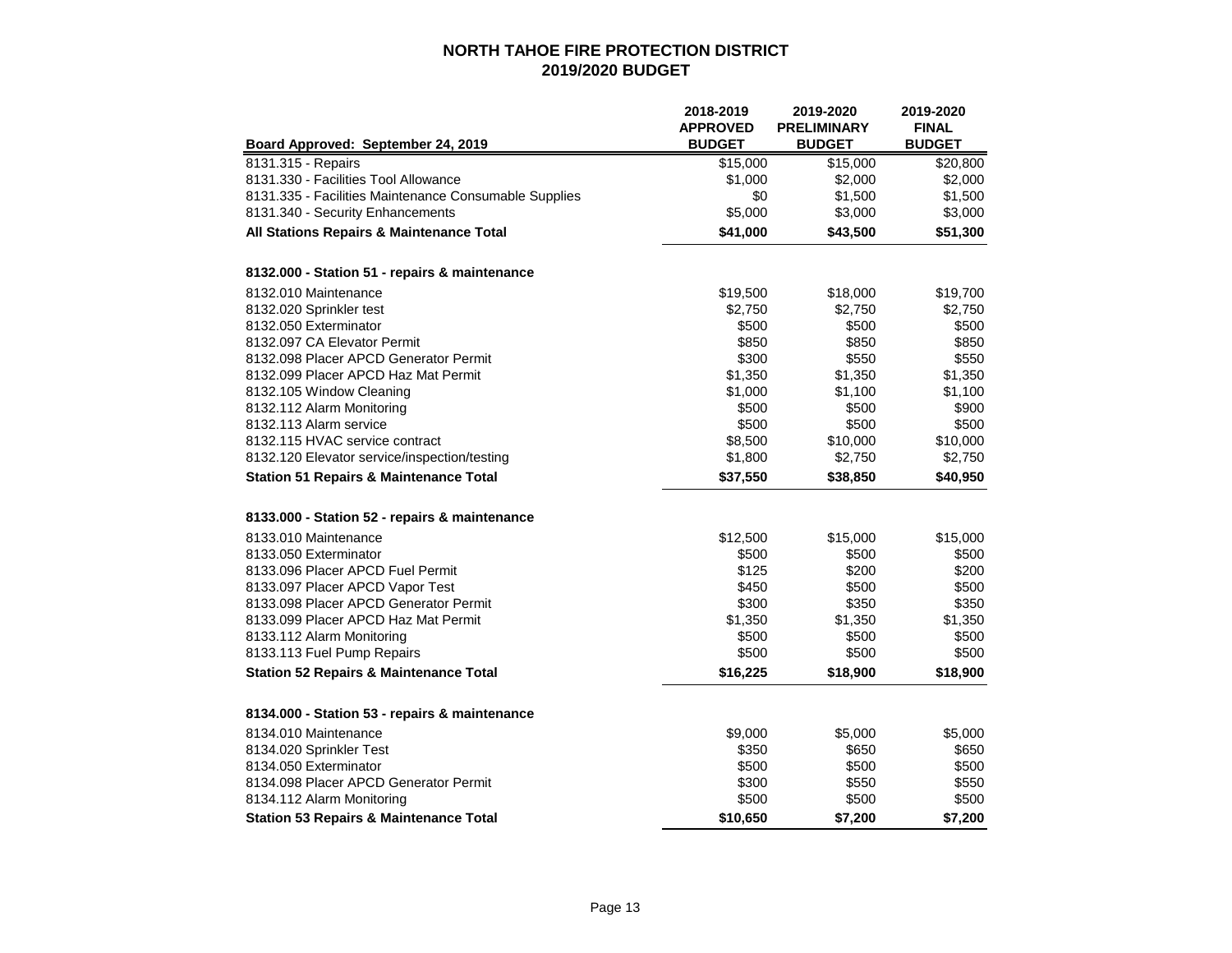# NORTH TAHOE FIRE PROTECTION DISTRICT
## 2019/2020 BUDGET

| Board Approved: September 24, 2019 | 2018-2019 APPROVED BUDGET | 2019-2020 PRELIMINARY BUDGET | 2019-2020 FINAL BUDGET |
|---|---|---|---|
| 8131.315 - Repairs | $15,000 | $15,000 | $20,800 |
| 8131.330 - Facilities Tool Allowance | $1,000 | $2,000 | $2,000 |
| 8131.335 - Facilities Maintenance Consumable Supplies | $0 | $1,500 | $1,500 |
| 8131.340 - Security Enhancements | $5,000 | $3,000 | $3,000 |
| **All Stations Repairs & Maintenance Total** | **$41,000** | **$43,500** | **$51,300** |
| | | | |
| **8132.000 - Station 51 - repairs & maintenance** | | | |
| 8132.010 Maintenance | $19,500 | $18,000 | $19,700 |
| 8132.020 Sprinkler test | $2,750 | $2,750 | $2,750 |
| 8132.050 Exterminator | $500 | $500 | $500 |
| 8132.097 CA Elevator Permit | $850 | $850 | $850 |
| 8132.098 Placer APCD Generator Permit | $300 | $550 | $550 |
| 8132.099 Placer APCD Haz Mat Permit | $1,350 | $1,350 | $1,350 |
| 8132.105 Window Cleaning | $1,000 | $1,100 | $1,100 |
| 8132.112 Alarm Monitoring | $500 | $500 | $900 |
| 8132.113 Alarm service | $500 | $500 | $500 |
| 8132.115 HVAC service contract | $8,500 | $10,000 | $10,000 |
| 8132.120 Elevator service/inspection/testing | $1,800 | $2,750 | $2,750 |
| **Station 51 Repairs & Maintenance Total** | **$37,550** | **$38,850** | **$40,950** |
| | | | |
| **8133.000 - Station 52 - repairs & maintenance** | | | |
| 8133.010 Maintenance | $12,500 | $15,000 | $15,000 |
| 8133.050 Exterminator | $500 | $500 | $500 |
| 8133.096 Placer APCD Fuel Permit | $125 | $200 | $200 |
| 8133.097 Placer APCD Vapor Test | $450 | $500 | $500 |
| 8133.098 Placer APCD Generator Permit | $300 | $350 | $350 |
| 8133.099 Placer APCD Haz Mat Permit | $1,350 | $1,350 | $1,350 |
| 8133.112 Alarm Monitoring | $500 | $500 | $500 |
| 8133.113 Fuel Pump Repairs | $500 | $500 | $500 |
| **Station 52 Repairs & Maintenance Total** | **$16,225** | **$18,900** | **$18,900** |
| | | | |
| **8134.000 - Station 53 - repairs & maintenance** | | | |
| 8134.010 Maintenance | $9,000 | $5,000 | $5,000 |
| 8134.020 Sprinkler Test | $350 | $650 | $650 |
| 8134.050 Exterminator | $500 | $500 | $500 |
| 8134.098 Placer APCD Generator Permit | $300 | $550 | $550 |
| 8134.112 Alarm Monitoring | $500 | $500 | $500 |
| **Station 53 Repairs & Maintenance Total** | **$10,650** | **$7,200** | **$7,200** |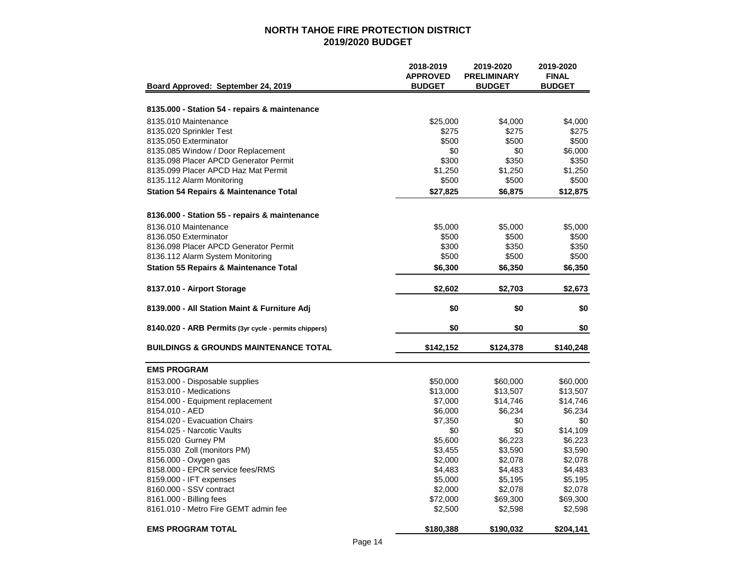# NORTH TAHOE FIRE PROTECTION DISTRICT
## 2019/2020 BUDGET

| Board Approved: September 24, 2019 | 2018-2019 APPROVED BUDGET | 2019-2020 PRELIMINARY BUDGET | 2019-2020 FINAL BUDGET |
|---|---|---|---|
| **8135.000 - Station 54 - repairs & maintenance** | | | |
| 8135.010 Maintenance | $25,000 | $4,000 | $4,000 |
| 8135.020 Sprinkler Test | $275 | $275 | $275 |
| 8135.050 Exterminator | $500 | $500 | $500 |
| 8135.085 Window / Door Replacement | $0 | $0 | $6,000 |
| 8135.098 Placer APCD Generator Permit | $300 | $350 | $350 |
| 8135.099 Placer APCD Haz Mat Permit | $1,250 | $1,250 | $1,250 |
| 8135.112 Alarm Monitoring | $500 | $500 | $500 |
| **Station 54 Repairs & Maintenance Total** | **$27,825** | **$6,875** | **$12,875** |
| **8136.000 - Station 55 - repairs & maintenance** | | | |
| 8136.010 Maintenance | $5,000 | $5,000 | $5,000 |
| 8136.050 Exterminator | $500 | $500 | $500 |
| 8136.098 Placer APCD Generator Permit | $300 | $350 | $350 |
| 8136.112 Alarm System Monitoring | $500 | $500 | $500 |
| **Station 55 Repairs & Maintenance Total** | **$6,300** | **$6,350** | **$6,350** |
| **8137.010 - Airport Storage** | **$2,602** | **$2,703** | **$2,673** |
| **8139.000 - All Station Maint & Furniture Adj** | **$0** | **$0** | **$0** |
| **8140.020 - ARB Permits** (3yr cycle - permits chippers) | **$0** | **$0** | **$0** |
| **BUILDINGS & GROUNDS MAINTENANCE TOTAL** | **$142,152** | **$124,378** | **$140,248** |
| **EMS PROGRAM** | | | |
| 8153.000 - Disposable supplies | $50,000 | $60,000 | $60,000 |
| 8153.010 - Medications | $13,000 | $13,507 | $13,507 |
| 8154.000 - Equipment replacement | $7,000 | $14,746 | $14,746 |
| 8154.010 - AED | $6,000 | $6,234 | $6,234 |
| 8154.020 - Evacuation Chairs | $7,350 | $0 | $0 |
| 8154.025 - Narcotic Vaults | $0 | $0 | $14,109 |
| 8155.020 Gurney PM | $5,600 | $6,223 | $6,223 |
| 8155.030 Zoll (monitors PM) | $3,455 | $3,590 | $3,590 |
| 8156.000 - Oxygen gas | $2,000 | $2,078 | $2,078 |
| 8158.000 - EPCR service fees/RMS | $4,483 | $4,483 | $4,483 |
| 8159.000 - IFT expenses | $5,000 | $5,195 | $5,195 |
| 8160.000 - SSV contract | $2,000 | $2,078 | $2,078 |
| 8161.000 - Billing fees | $72,000 | $69,300 | $69,300 |
| 8161.010 - Metro Fire GEMT admin fee | $2,500 | $2,598 | $2,598 |
| **EMS PROGRAM TOTAL** | **$180,388** | **$190,032** | **$204,141** |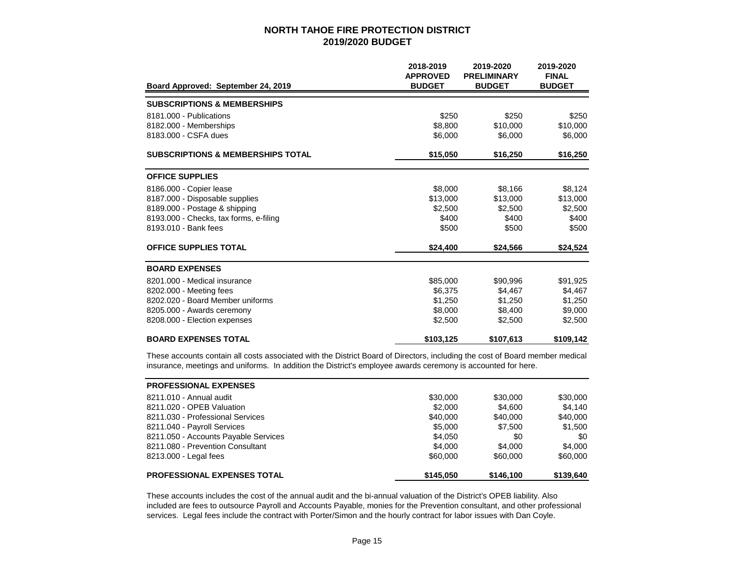# NORTH TAHOE FIRE PROTECTION DISTRICT
## 2019/2020 BUDGET

| Board Approved: September 24, 2019 | 2018-2019 APPROVED BUDGET | 2019-2020 PRELIMINARY BUDGET | 2019-2020 FINAL BUDGET |
|---|---|---|---|
| **SUBSCRIPTIONS & MEMBERSHIPS** | | | |
| 8181.000 - Publications | $250 | $250 | $250 |
| 8182.000 - Memberships | $8,800 | $10,000 | $10,000 |
| 8183.000 - CSFA dues | $6,000 | $6,000 | $6,000 |
| **SUBSCRIPTIONS & MEMBERSHIPS TOTAL** | **$15,050** | **$16,250** | **$16,250** |
| **OFFICE SUPPLIES** | | | |
| 8186.000 - Copier lease | $8,000 | $8,166 | $8,124 |
| 8187.000 - Disposable supplies | $13,000 | $13,000 | $13,000 |
| 8189.000 - Postage & shipping | $2,500 | $2,500 | $2,500 |
| 8193.000 - Checks, tax forms, e-filing | $400 | $400 | $400 |
| 8193.010 - Bank fees | $500 | $500 | $500 |
| **OFFICE SUPPLIES TOTAL** | **$24,400** | **$24,566** | **$24,524** |
| **BOARD EXPENSES** | | | |
| 8201.000 - Medical insurance | $85,000 | $90,996 | $91,925 |
| 8202.000 - Meeting fees | $6,375 | $4,467 | $4,467 |
| 8202.020 - Board Member uniforms | $1,250 | $1,250 | $1,250 |
| 8205.000 - Awards ceremony | $8,000 | $8,400 | $9,000 |
| 8208.000 - Election expenses | $2,500 | $2,500 | $2,500 |
| **BOARD EXPENSES TOTAL** | **$103,125** | **$107,613** | **$109,142** |

These accounts contain all costs associated with the District Board of Directors, including the cost of Board member medical insurance, meetings and uniforms. In addition the District's employee awards ceremony is accounted for here.

| | 2018-2019 APPROVED BUDGET | 2019-2020 PRELIMINARY BUDGET | 2019-2020 FINAL BUDGET |
|---|---|---|---|
| **PROFESSIONAL EXPENSES** | | | |
| 8211.010 - Annual audit | $30,000 | $30,000 | $30,000 |
| 8211.020 - OPEB Valuation | $2,000 | $4,600 | $4,140 |
| 8211.030 - Professional Services | $40,000 | $40,000 | $40,000 |
| 8211.040 - Payroll Services | $5,000 | $7,500 | $1,500 |
| 8211.050 - Accounts Payable Services | $4,050 | $0 | $0 |
| 8211.080 - Prevention Consultant | $4,000 | $4,000 | $4,000 |
| 8213.000 - Legal fees | $60,000 | $60,000 | $60,000 |
| **PROFESSIONAL EXPENSES TOTAL** | **$145,050** | **$146,100** | **$139,640** |

These accounts includes the cost of the annual audit and the bi-annual valuation of the District's OPEB liability. Also included are fees to outsource Payroll and Accounts Payable, monies for the Prevention consultant, and other professional services. Legal fees include the contract with Porter/Simon and the hourly contract for labor issues with Dan Coyle.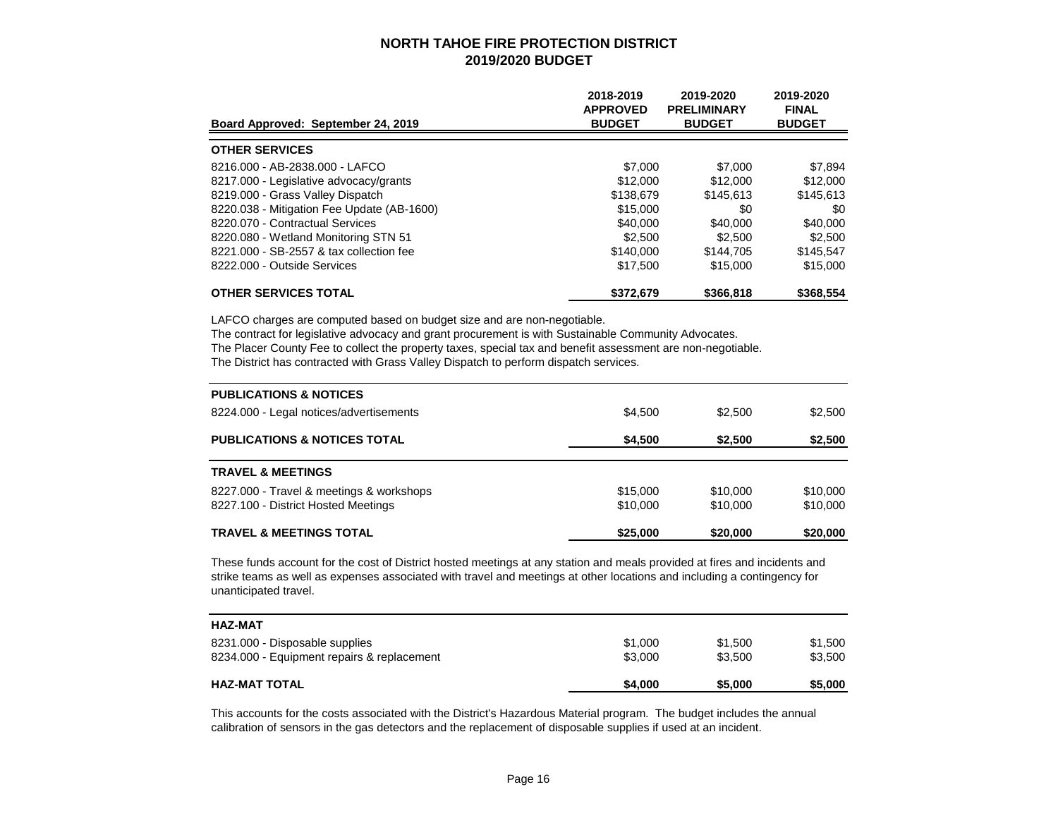# NORTH TAHOE FIRE PROTECTION DISTRICT
## 2019/2020 BUDGET

| Board Approved: September 24, 2019 | 2018-2019 APPROVED BUDGET | 2019-2020 PRELIMINARY BUDGET | 2019-2020 FINAL BUDGET |
|---|---|---|---|
| **OTHER SERVICES** | | | |
| 8216.000 - AB-2838.000 - LAFCO | $7,000 | $7,000 | $7,894 |
| 8217.000 - Legislative advocacy/grants | $12,000 | $12,000 | $12,000 |
| 8219.000 - Grass Valley Dispatch | $138,679 | $145,613 | $145,613 |
| 8220.038 - Mitigation Fee Update (AB-1600) | $15,000 | $0 | $0 |
| 8220.070 - Contractual Services | $40,000 | $40,000 | $40,000 |
| 8220.080 - Wetland Monitoring STN 51 | $2,500 | $2,500 | $2,500 |
| 8221.000 - SB-2557 & tax collection fee | $140,000 | $144,705 | $145,547 |
| 8222.000 - Outside Services | $17,500 | $15,000 | $15,000 |
| **OTHER SERVICES TOTAL** | **$372,679** | **$366,818** | **$368,554** |

LAFCO charges are computed based on budget size and are non-negotiable.
The contract for legislative advocacy and grant procurement is with Sustainable Community Advocates.
The Placer County Fee to collect the property taxes, special tax and benefit assessment are non-negotiable.
The District has contracted with Grass Valley Dispatch to perform dispatch services.

| | 2018-2019 APPROVED BUDGET | 2019-2020 PRELIMINARY BUDGET | 2019-2020 FINAL BUDGET |
|---|---|---|---|
| **PUBLICATIONS & NOTICES** | | | |
| 8224.000 - Legal notices/advertisements | $4,500 | $2,500 | $2,500 |
| **PUBLICATIONS & NOTICES TOTAL** | **$4,500** | **$2,500** | **$2,500** |

| | 2018-2019 APPROVED BUDGET | 2019-2020 PRELIMINARY BUDGET | 2019-2020 FINAL BUDGET |
|---|---|---|---|
| **TRAVEL & MEETINGS** | | | |
| 8227.000 - Travel & meetings & workshops | $15,000 | $10,000 | $10,000 |
| 8227.100 - District Hosted Meetings | $10,000 | $10,000 | $10,000 |
| **TRAVEL & MEETINGS TOTAL** | **$25,000** | **$20,000** | **$20,000** |

These funds account for the cost of District hosted meetings at any station and meals provided at fires and incidents and strike teams as well as expenses associated with travel and meetings at other locations and including a contingency for unanticipated travel.

| | 2018-2019 APPROVED BUDGET | 2019-2020 PRELIMINARY BUDGET | 2019-2020 FINAL BUDGET |
|---|---|---|---|
| **HAZ-MAT** | | | |
| 8231.000 - Disposable supplies | $1,000 | $1,500 | $1,500 |
| 8234.000 - Equipment repairs & replacement | $3,000 | $3,500 | $3,500 |
| **HAZ-MAT TOTAL** | **$4,000** | **$5,000** | **$5,000** |

This accounts for the costs associated with the District's Hazardous Material program. The budget includes the annual calibration of sensors in the gas detectors and the replacement of disposable supplies if used at an incident.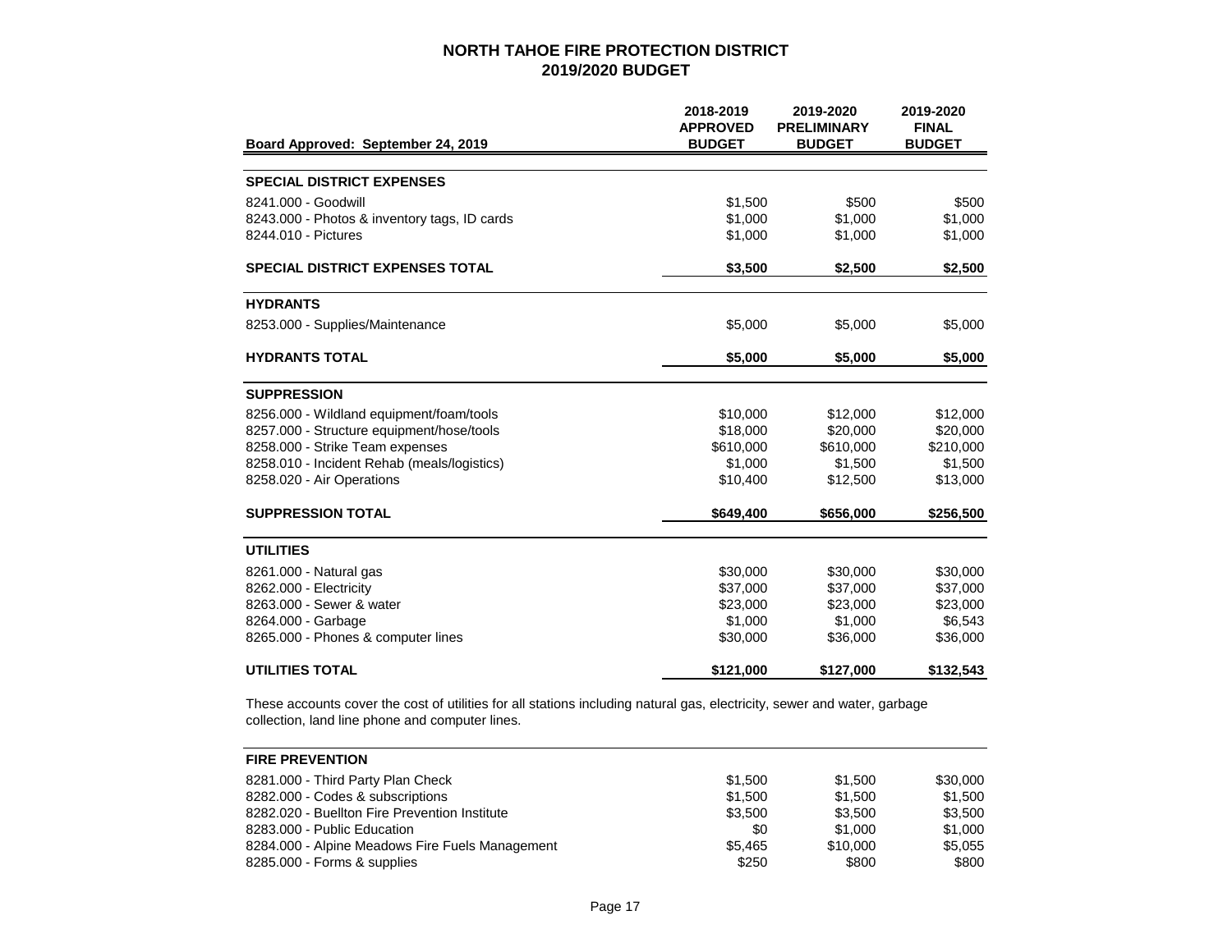## NORTH TAHOE FIRE PROTECTION DISTRICT
## 2019/2020 BUDGET

| Board Approved: September 24, 2019 | 2018-2019 APPROVED BUDGET | 2019-2020 PRELIMINARY BUDGET | 2019-2020 FINAL BUDGET |
|---|---|---|---|
| **SPECIAL DISTRICT EXPENSES** | | | |
| 8241.000 - Goodwill | $1,500 | $500 | $500 |
| 8243.000 - Photos & inventory tags, ID cards | $1,000 | $1,000 | $1,000 |
| 8244.010 - Pictures | $1,000 | $1,000 | $1,000 |
| **SPECIAL DISTRICT EXPENSES TOTAL** | **$3,500** | **$2,500** | **$2,500** |
| **HYDRANTS** | | | |
| 8253.000 - Supplies/Maintenance | $5,000 | $5,000 | $5,000 |
| **HYDRANTS TOTAL** | **$5,000** | **$5,000** | **$5,000** |
| **SUPPRESSION** | | | |
| 8256.000 - Wildland equipment/foam/tools | $10,000 | $12,000 | $12,000 |
| 8257.000 - Structure equipment/hose/tools | $18,000 | $20,000 | $20,000 |
| 8258.000 - Strike Team expenses | $610,000 | $610,000 | $210,000 |
| 8258.010 - Incident Rehab (meals/logistics) | $1,000 | $1,500 | $1,500 |
| 8258.020 - Air Operations | $10,400 | $12,500 | $13,000 |
| **SUPPRESSION TOTAL** | **$649,400** | **$656,000** | **$256,500** |
| **UTILITIES** | | | |
| 8261.000 - Natural gas | $30,000 | $30,000 | $30,000 |
| 8262.000 - Electricity | $37,000 | $37,000 | $37,000 |
| 8263.000 - Sewer & water | $23,000 | $23,000 | $23,000 |
| 8264.000 - Garbage | $1,000 | $1,000 | $6,543 |
| 8265.000 - Phones & computer lines | $30,000 | $36,000 | $36,000 |
| **UTILITIES TOTAL** | **$121,000** | **$127,000** | **$132,543** |

These accounts cover the cost of utilities for all stations including natural gas, electricity, sewer and water, garbage collection, land line phone and computer lines.

| | 2018-2019 APPROVED BUDGET | 2019-2020 PRELIMINARY BUDGET | 2019-2020 FINAL BUDGET |
|---|---|---|---|
| **FIRE PREVENTION** | | | |
| 8281.000 - Third Party Plan Check | $1,500 | $1,500 | $30,000 |
| 8282.000 - Codes & subscriptions | $1,500 | $1,500 | $1,500 |
| 8282.020 - Buellton Fire Prevention Institute | $3,500 | $3,500 | $3,500 |
| 8283.000 - Public Education | $0 | $1,000 | $1,000 |
| 8284.000 - Alpine Meadows Fire Fuels Management | $5,465 | $10,000 | $5,055 |
| 8285.000 - Forms & supplies | $250 | $800 | $800 |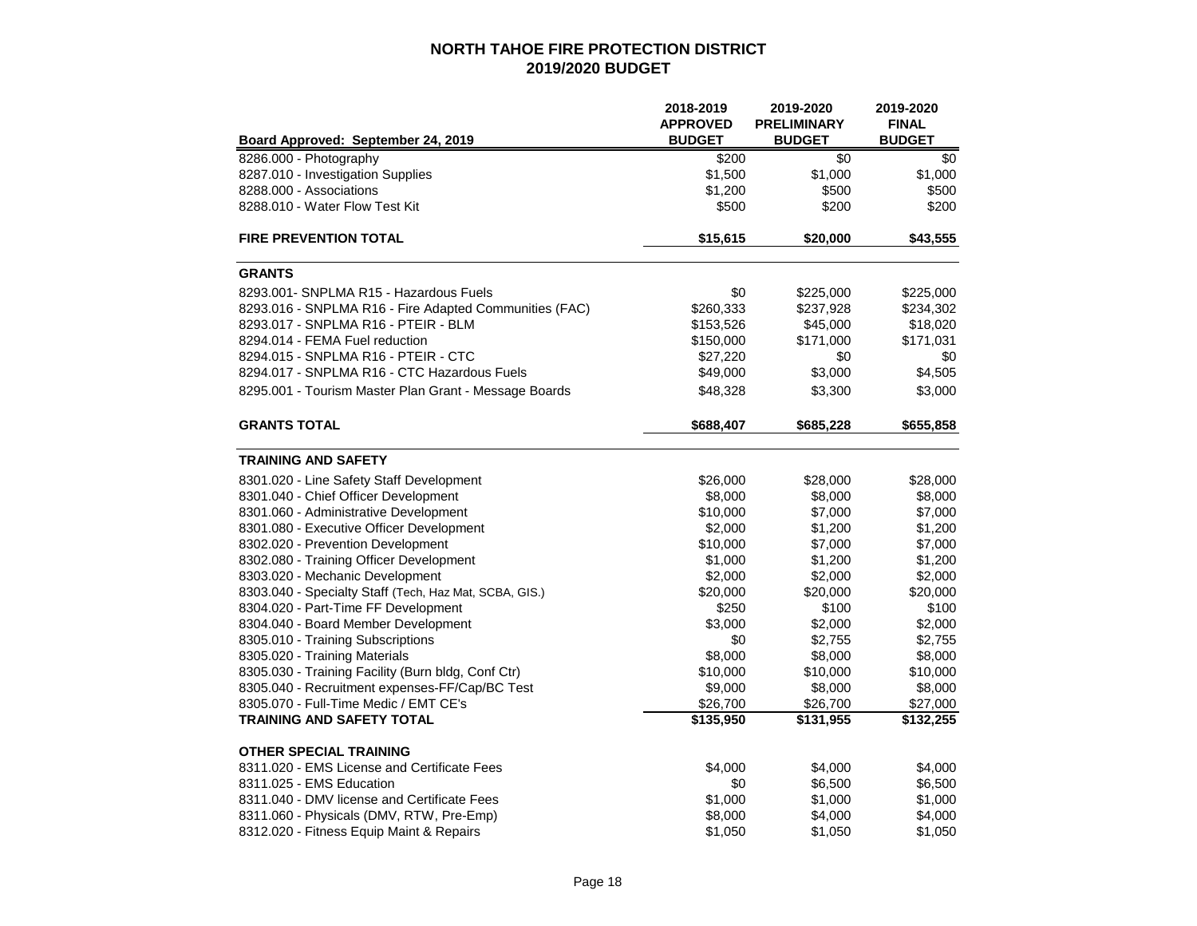# NORTH TAHOE FIRE PROTECTION DISTRICT
## 2019/2020 BUDGET

| Board Approved: September 24, 2019 | 2018-2019 APPROVED BUDGET | 2019-2020 PRELIMINARY BUDGET | 2019-2020 FINAL BUDGET |
|---|---|---|---|
| 8286.000 - Photography | $200 | $0 | $0 |
| 8287.010 - Investigation Supplies | $1,500 | $1,000 | $1,000 |
| 8288.000 - Associations | $1,200 | $500 | $500 |
| 8288.010 - Water Flow Test Kit | $500 | $200 | $200 |
| **FIRE PREVENTION TOTAL** | **$15,615** | **$20,000** | **$43,555** |
| **GRANTS** | | | |
| 8293.001- SNPLMA R15 - Hazardous Fuels | $0 | $225,000 | $225,000 |
| 8293.016 - SNPLMA R16 - Fire Adapted Communities (FAC) | $260,333 | $237,928 | $234,302 |
| 8293.017 - SNPLMA R16 - PTEIR - BLM | $153,526 | $45,000 | $18,020 |
| 8294.014 - FEMA Fuel reduction | $150,000 | $171,000 | $171,031 |
| 8294.015 - SNPLMA R16 - PTEIR - CTC | $27,220 | $0 | $0 |
| 8294.017 - SNPLMA R16 - CTC Hazardous Fuels | $49,000 | $3,000 | $4,505 |
| 8295.001 - Tourism Master Plan Grant - Message Boards | $48,328 | $3,300 | $3,000 |
| **GRANTS TOTAL** | **$688,407** | **$685,228** | **$655,858** |
| **TRAINING AND SAFETY** | | | |
| 8301.020 - Line Safety Staff Development | $26,000 | $28,000 | $28,000 |
| 8301.040 - Chief Officer Development | $8,000 | $8,000 | $8,000 |
| 8301.060 - Administrative Development | $10,000 | $7,000 | $7,000 |
| 8301.080 - Executive Officer Development | $2,000 | $1,200 | $1,200 |
| 8302.020 - Prevention Development | $10,000 | $7,000 | $7,000 |
| 8302.080 - Training Officer Development | $1,000 | $1,200 | $1,200 |
| 8303.020 - Mechanic Development | $2,000 | $2,000 | $2,000 |
| 8303.040 - Specialty Staff (Tech, Haz Mat, SCBA, GIS.) | $20,000 | $20,000 | $20,000 |
| 8304.020 - Part-Time FF Development | $250 | $100 | $100 |
| 8304.040 - Board Member Development | $3,000 | $2,000 | $2,000 |
| 8305.010 - Training Subscriptions | $0 | $2,755 | $2,755 |
| 8305.020 - Training Materials | $8,000 | $8,000 | $8,000 |
| 8305.030 - Training Facility (Burn bldg, Conf Ctr) | $10,000 | $10,000 | $10,000 |
| 8305.040 - Recruitment expenses-FF/Cap/BC Test | $9,000 | $8,000 | $8,000 |
| 8305.070 - Full-Time Medic / EMT CE's | $26,700 | $26,700 | $27,000 |
| **TRAINING AND SAFETY TOTAL** | **$135,950** | **$131,955** | **$132,255** |
| **OTHER SPECIAL TRAINING** | | | |
| 8311.020 - EMS License and Certificate Fees | $4,000 | $4,000 | $4,000 |
| 8311.025 - EMS Education | $0 | $6,500 | $6,500 |
| 8311.040 - DMV license and Certificate Fees | $1,000 | $1,000 | $1,000 |
| 8311.060 - Physicals (DMV, RTW, Pre-Emp) | $8,000 | $4,000 | $4,000 |
| 8312.020 - Fitness Equip Maint & Repairs | $1,050 | $1,050 | $1,050 |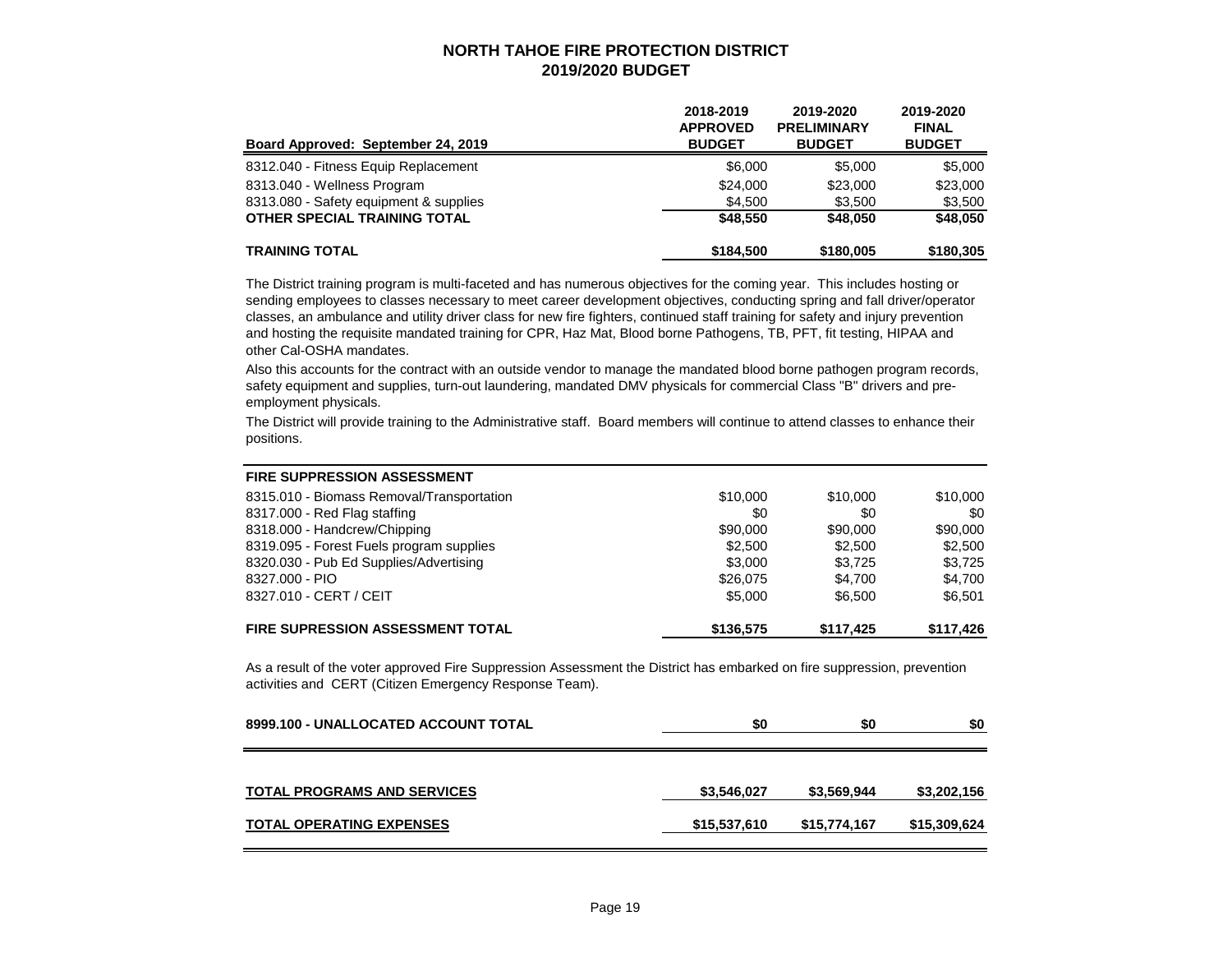# NORTH TAHOE FIRE PROTECTION DISTRICT
## 2019/2020 BUDGET

| Board Approved: September 24, 2019 | 2018-2019 APPROVED BUDGET | 2019-2020 PRELIMINARY BUDGET | 2019-2020 FINAL BUDGET |
|---|---|---|---|
| 8312.040 - Fitness Equip Replacement | $6,000 | $5,000 | $5,000 |
| 8313.040 - Wellness Program | $24,000 | $23,000 | $23,000 |
| 8313.080 - Safety equipment & supplies | $4,500 | $3,500 | $3,500 |
| **OTHER SPECIAL TRAINING TOTAL** | **$48,550** | **$48,050** | **$48,050** |
| **TRAINING TOTAL** | **$184,500** | **$180,005** | **$180,305** |

The District training program is multi-faceted and has numerous objectives for the coming year. This includes hosting or sending employees to classes necessary to meet career development objectives, conducting spring and fall driver/operator classes, an ambulance and utility driver class for new fire fighters, continued staff training for safety and injury prevention and hosting the requisite mandated training for CPR, Haz Mat, Blood borne Pathogens, TB, PFT, fit testing, HIPAA and other Cal-OSHA mandates.

Also this accounts for the contract with an outside vendor to manage the mandated blood borne pathogen program records, safety equipment and supplies, turn-out laundering, mandated DMV physicals for commercial Class "B" drivers and pre-employment physicals.

The District will provide training to the Administrative staff. Board members will continue to attend classes to enhance their positions.

| FIRE SUPPRESSION ASSESSMENT | 2018-2019 APPROVED BUDGET | 2019-2020 PRELIMINARY BUDGET | 2019-2020 FINAL BUDGET |
|---|---|---|---|
| 8315.010 - Biomass Removal/Transportation | $10,000 | $10,000 | $10,000 |
| 8317.000 - Red Flag staffing | $0 | $0 | $0 |
| 8318.000 - Handcrew/Chipping | $90,000 | $90,000 | $90,000 |
| 8319.095 - Forest Fuels program supplies | $2,500 | $2,500 | $2,500 |
| 8320.030 - Pub Ed Supplies/Advertising | $3,000 | $3,725 | $3,725 |
| 8327.000 - PIO | $26,075 | $4,700 | $4,700 |
| 8327.010 - CERT / CEIT | $5,000 | $6,500 | $6,501 |
| **FIRE SUPRESSION ASSESSMENT TOTAL** | **$136,575** | **$117,425** | **$117,426** |

As a result of the voter approved Fire Suppression Assessment the District has embarked on fire suppression, prevention activities and CERT (Citizen Emergency Response Team).

| | 2018-2019 APPROVED BUDGET | 2019-2020 PRELIMINARY BUDGET | 2019-2020 FINAL BUDGET |
|---|---|---|---|
| **8999.100 - UNALLOCATED ACCOUNT TOTAL** | **$0** | **$0** | **$0** |
| **TOTAL PROGRAMS AND SERVICES** | **$3,546,027** | **$3,569,944** | **$3,202,156** |
| **TOTAL OPERATING EXPENSES** | **$15,537,610** | **$15,774,167** | **$15,309,624** |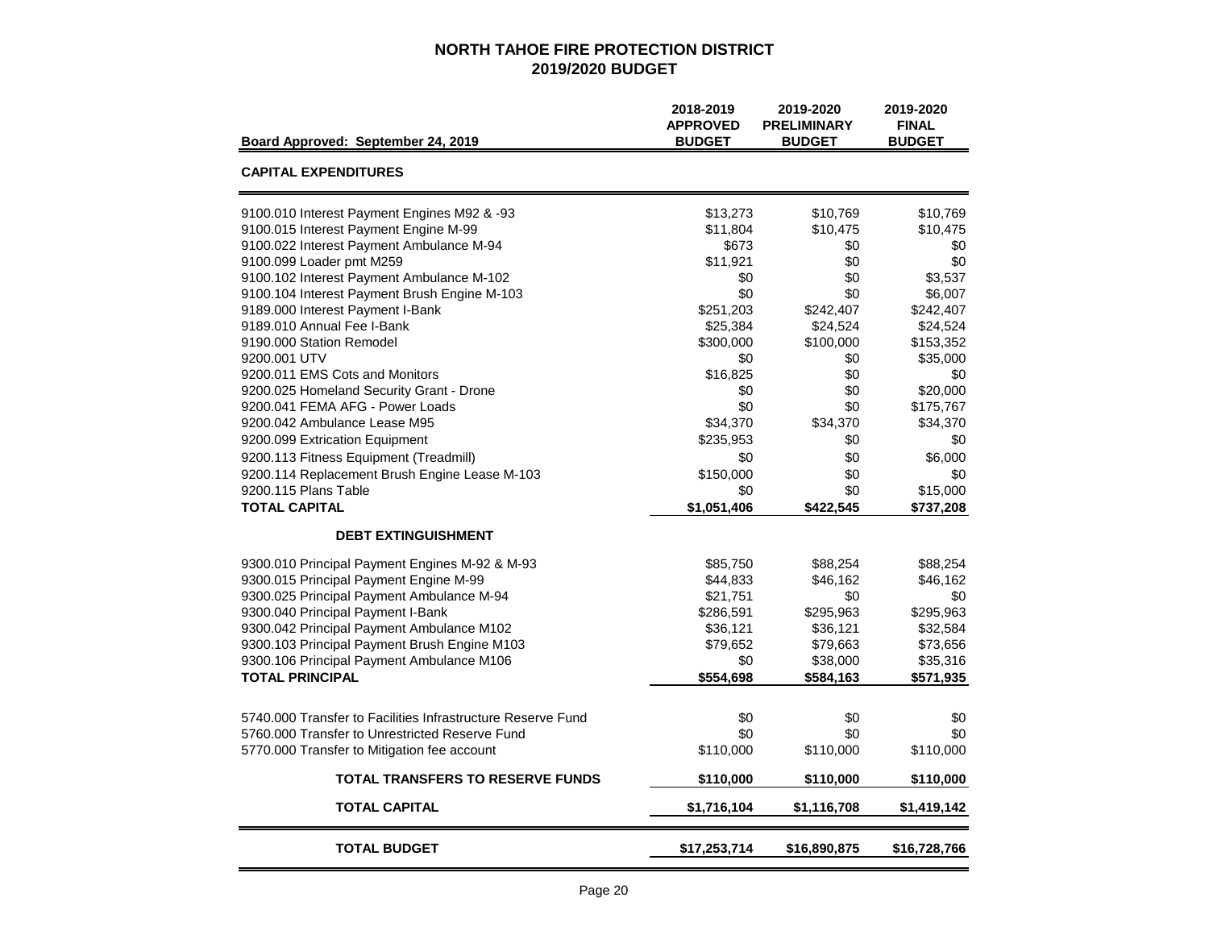# NORTH TAHOE FIRE PROTECTION DISTRICT
## 2019/2020 BUDGET

| Board Approved: September 24, 2019 | 2018-2019 APPROVED BUDGET | 2019-2020 PRELIMINARY BUDGET | 2019-2020 FINAL BUDGET |
|---|---|---|---|
| **CAPITAL EXPENDITURES** | | | |
| 9100.010 Interest Payment Engines M92 & -93 | $13,273 | $10,769 | $10,769 |
| 9100.015 Interest Payment Engine M-99 | $11,804 | $10,475 | $10,475 |
| 9100.022 Interest Payment Ambulance M-94 | $673 | $0 | $0 |
| 9100.099 Loader pmt M259 | $11,921 | $0 | $0 |
| 9100.102 Interest Payment Ambulance M-102 | $0 | $0 | $3,537 |
| 9100.104 Interest Payment Brush Engine M-103 | $0 | $0 | $6,007 |
| 9189.000 Interest Payment I-Bank | $251,203 | $242,407 | $242,407 |
| 9189.010 Annual Fee I-Bank | $25,384 | $24,524 | $24,524 |
| 9190.000 Station Remodel | $300,000 | $100,000 | $153,352 |
| 9200.001 UTV | $0 | $0 | $35,000 |
| 9200.011 EMS Cots and Monitors | $16,825 | $0 | $0 |
| 9200.025 Homeland Security Grant - Drone | $0 | $0 | $20,000 |
| 9200.041 FEMA AFG - Power Loads | $0 | $0 | $175,767 |
| 9200.042 Ambulance Lease M95 | $34,370 | $34,370 | $34,370 |
| 9200.099 Extrication Equipment | $235,953 | $0 | $0 |
| 9200.113 Fitness Equipment (Treadmill) | $0 | $0 | $6,000 |
| 9200.114 Replacement Brush Engine Lease M-103 | $150,000 | $0 | $0 |
| 9200.115 Plans Table | $0 | $0 | $15,000 |
| **TOTAL CAPITAL** | **$1,051,406** | **$422,545** | **$737,208** |
| **DEBT EXTINGUISHMENT** | | | |
| 9300.010 Principal Payment Engines M-92 & M-93 | $85,750 | $88,254 | $88,254 |
| 9300.015 Principal Payment Engine M-99 | $44,833 | $46,162 | $46,162 |
| 9300.025 Principal Payment Ambulance M-94 | $21,751 | $0 | $0 |
| 9300.040 Principal Payment I-Bank | $286,591 | $295,963 | $295,963 |
| 9300.042 Principal Payment Ambulance M102 | $36,121 | $36,121 | $32,584 |
| 9300.103 Principal Payment Brush Engine M103 | $79,652 | $79,663 | $73,656 |
| 9300.106 Principal Payment Ambulance M106 | $0 | $38,000 | $35,316 |
| **TOTAL PRINCIPAL** | **$554,698** | **$584,163** | **$571,935** |
| 5740.000 Transfer to Facilities Infrastructure Reserve Fund | $0 | $0 | $0 |
| 5760.000 Transfer to Unrestricted Reserve Fund | $0 | $0 | $0 |
| 5770.000 Transfer to Mitigation fee account | $110,000 | $110,000 | $110,000 |
| **TOTAL TRANSFERS TO RESERVE FUNDS** | **$110,000** | **$110,000** | **$110,000** |
| **TOTAL CAPITAL** | **$1,716,104** | **$1,116,708** | **$1,419,142** |
| **TOTAL BUDGET** | **$17,253,714** | **$16,890,875** | **$16,728,766** |